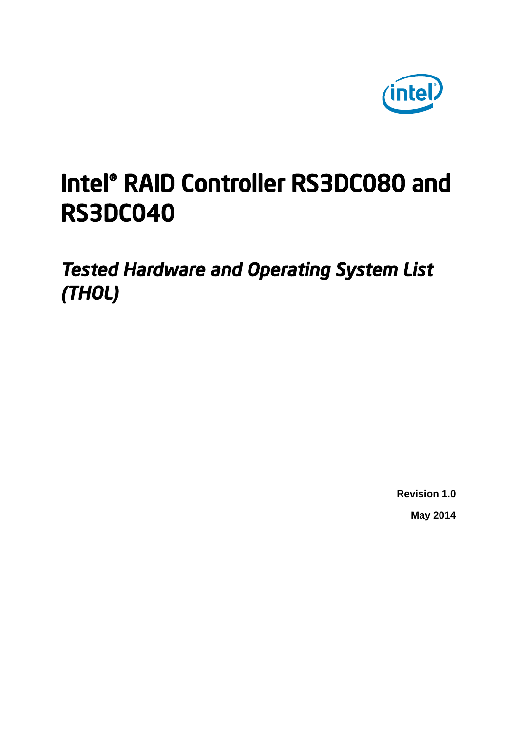# Intel® RAID Controller RS3DC080 and RS3DC040

## *Tested Hardware and Operating System List (THOL)*

**Revision 1.0**

**May 2014**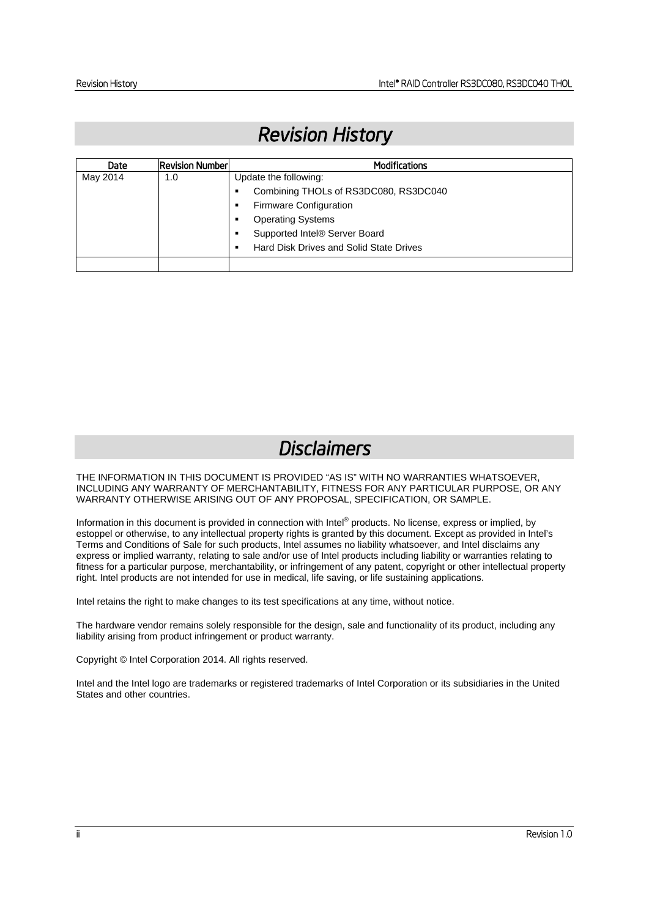# Revision History

| Date | Revision Number | Modifications |
|---|---|---|
| May 2014 | 1.0 | Update the following:<br>▪ Combining THOLs of RS3DC080, RS3DC040<br>▪ Firmware Configuration<br>▪ Operating Systems<br>▪ Supported Intel® Server Board<br>▪ Hard Disk Drives and Solid State Drives |
| | | |

# Disclaimers

THE INFORMATION IN THIS DOCUMENT IS PROVIDED "AS IS" WITH NO WARRANTIES WHATSOEVER, INCLUDING ANY WARRANTY OF MERCHANTABILITY, FITNESS FOR ANY PARTICULAR PURPOSE, OR ANY WARRANTY OTHERWISE ARISING OUT OF ANY PROPOSAL, SPECIFICATION, OR SAMPLE.

Information in this document is provided in connection with Intel® products. No license, express or implied, by estoppel or otherwise, to any intellectual property rights is granted by this document. Except as provided in Intel's Terms and Conditions of Sale for such products, Intel assumes no liability whatsoever, and Intel disclaims any express or implied warranty, relating to sale and/or use of Intel products including liability or warranties relating to fitness for a particular purpose, merchantability, or infringement of any patent, copyright or other intellectual property right. Intel products are not intended for use in medical, life saving, or life sustaining applications.

Intel retains the right to make changes to its test specifications at any time, without notice.

The hardware vendor remains solely responsible for the design, sale and functionality of its product, including any liability arising from product infringement or product warranty.

Copyright © Intel Corporation 2014. All rights reserved.

Intel and the Intel logo are trademarks or registered trademarks of Intel Corporation or its subsidiaries in the United States and other countries.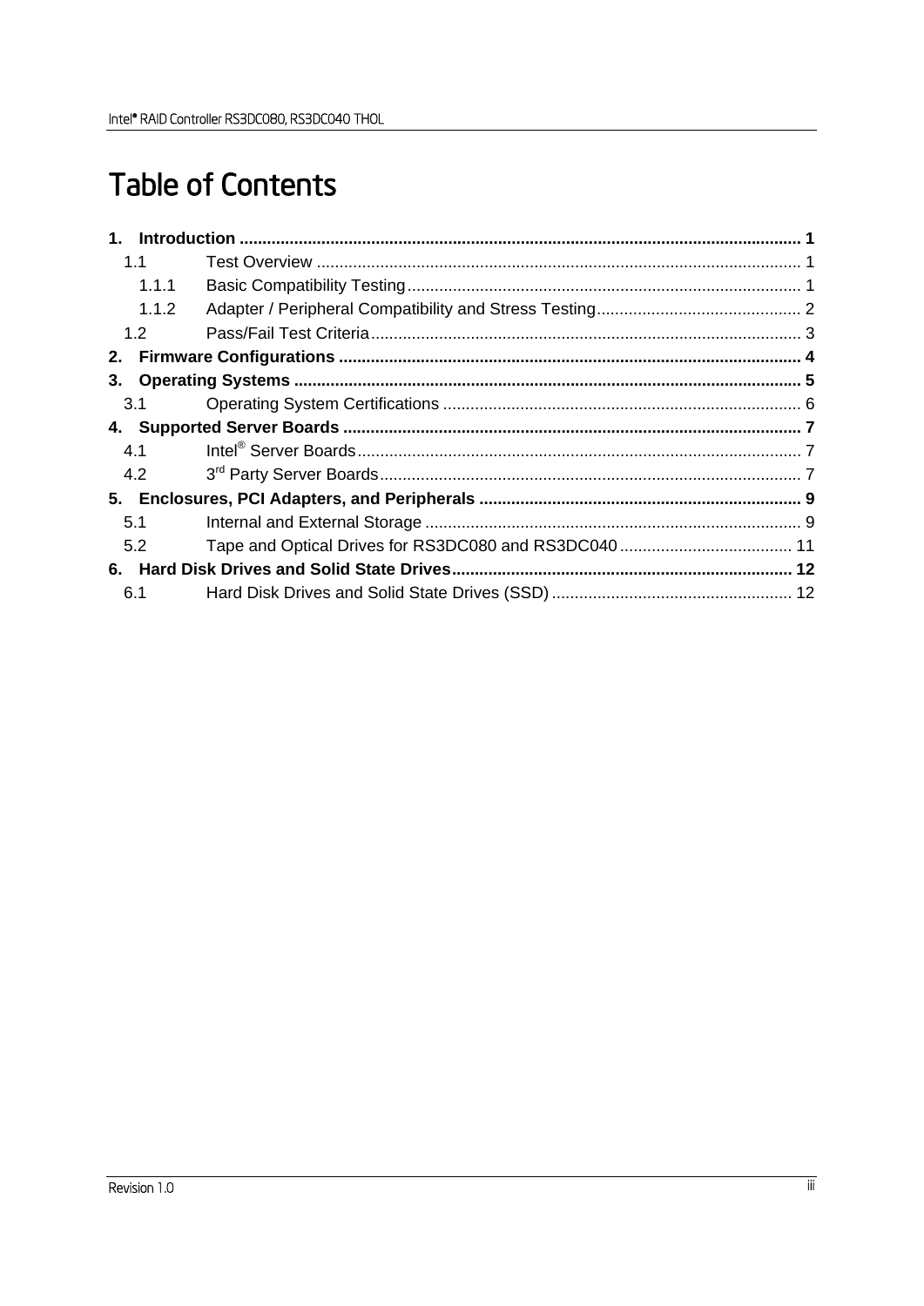# Table of Contents

**1. Introduction ........................................................................................................................ 1**

1.1 Test Overview ........................................................................................................ 1

1.1.1 Basic Compatibility Testing ..................................................................................... 1

1.1.2 Adapter / Peripheral Compatibility and Stress Testing ............................................ 2

1.2 Pass/Fail Test Criteria ............................................................................................ 3

**2. Firmware Configurations .................................................................................................. 4**

**3. Operating Systems ............................................................................................................ 5**

3.1 Operating System Certifications ............................................................................ 6

**4. Supported Server Boards ................................................................................................. 7**

4.1 Intel® Server Boards ................................................................................................ 7

4.2 3rd Party Server Boards .......................................................................................... 7

**5. Enclosures, PCI Adapters, and Peripherals ..................................................................... 9**

5.1 Internal and External Storage ................................................................................. 9

5.2 Tape and Optical Drives for RS3DC080 and RS3DC040 ..................................... 11

**6. Hard Disk Drives and Solid State Drives ......................................................................... 12**

6.1 Hard Disk Drives and Solid State Drives (SSD) .................................................... 12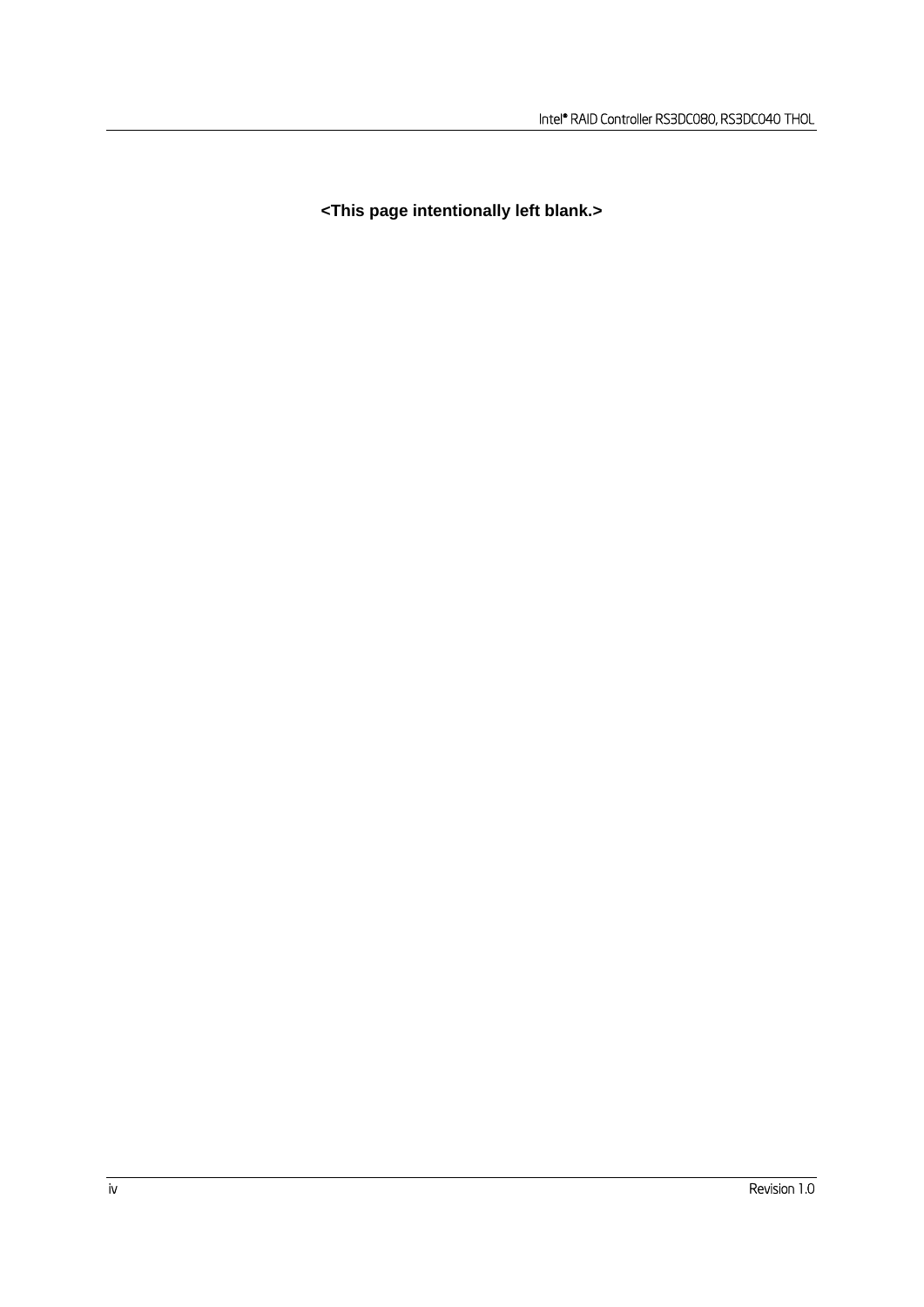**<This page intentionally left blank.>**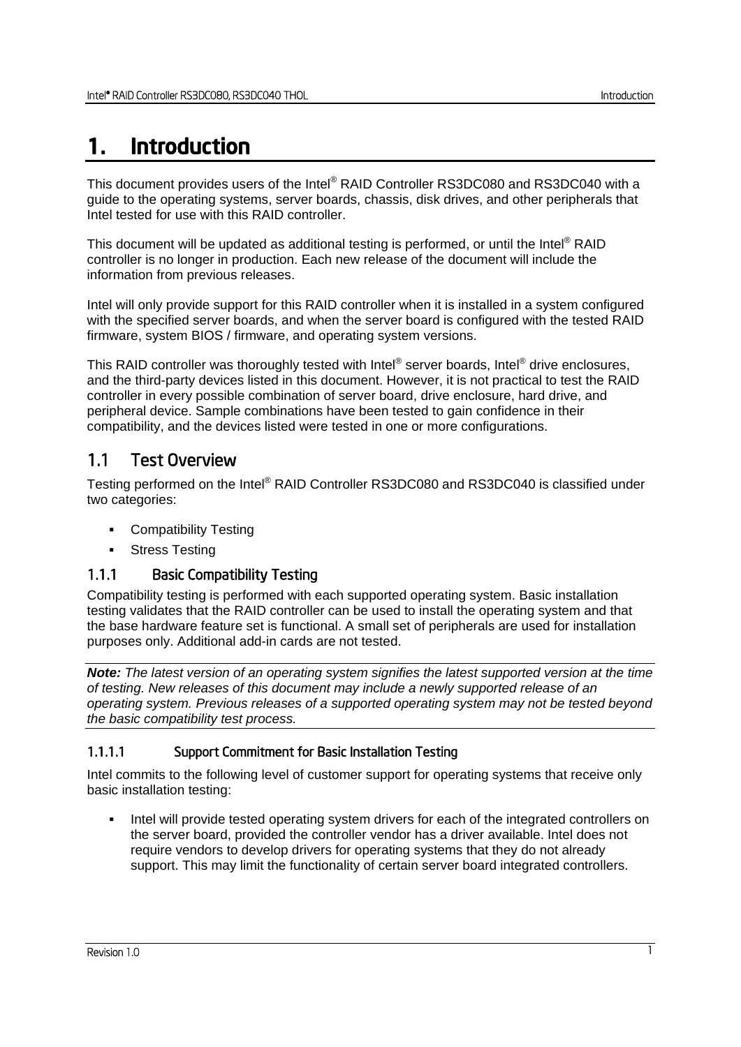# 1. Introduction

This document provides users of the Intel® RAID Controller RS3DC080 and RS3DC040 with a guide to the operating systems, server boards, chassis, disk drives, and other peripherals that Intel tested for use with this RAID controller.

This document will be updated as additional testing is performed, or until the Intel® RAID controller is no longer in production. Each new release of the document will include the information from previous releases.

Intel will only provide support for this RAID controller when it is installed in a system configured with the specified server boards, and when the server board is configured with the tested RAID firmware, system BIOS / firmware, and operating system versions.

This RAID controller was thoroughly tested with Intel® server boards, Intel® drive enclosures, and the third-party devices listed in this document. However, it is not practical to test the RAID controller in every possible combination of server board, drive enclosure, hard drive, and peripheral device. Sample combinations have been tested to gain confidence in their compatibility, and the devices listed were tested in one or more configurations.

## 1.1 Test Overview

Testing performed on the Intel® RAID Controller RS3DC080 and RS3DC040 is classified under two categories:

- Compatibility Testing
- Stress Testing

### 1.1.1 Basic Compatibility Testing

Compatibility testing is performed with each supported operating system. Basic installation testing validates that the RAID controller can be used to install the operating system and that the base hardware feature set is functional. A small set of peripherals are used for installation purposes only. Additional add-in cards are not tested.

***Note:*** *The latest version of an operating system signifies the latest supported version at the time of testing. New releases of this document may include a newly supported release of an operating system. Previous releases of a supported operating system may not be tested beyond the basic compatibility test process.*

#### 1.1.1.1 Support Commitment for Basic Installation Testing

Intel commits to the following level of customer support for operating systems that receive only basic installation testing:

- Intel will provide tested operating system drivers for each of the integrated controllers on the server board, provided the controller vendor has a driver available. Intel does not require vendors to develop drivers for operating systems that they do not already support. This may limit the functionality of certain server board integrated controllers.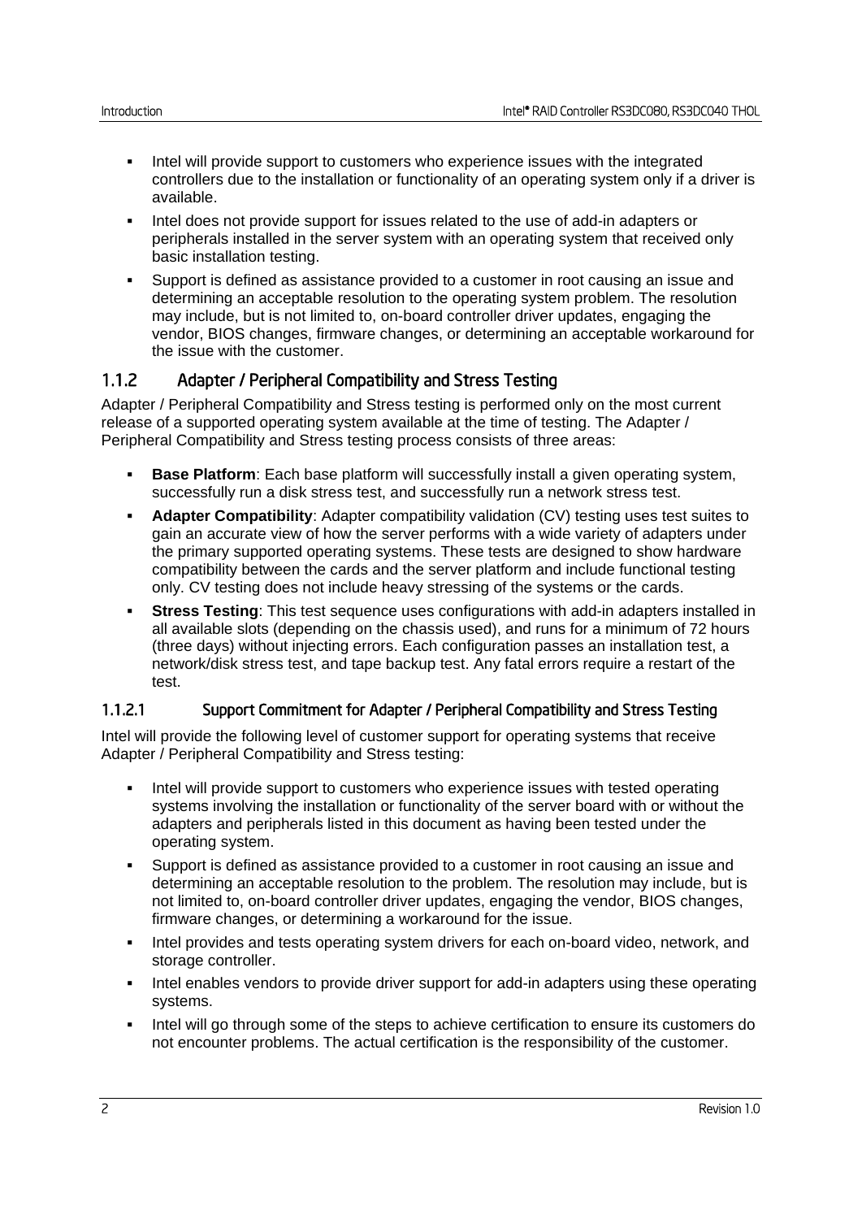- Intel will provide support to customers who experience issues with the integrated controllers due to the installation or functionality of an operating system only if a driver is available.
- Intel does not provide support for issues related to the use of add-in adapters or peripherals installed in the server system with an operating system that received only basic installation testing.
- Support is defined as assistance provided to a customer in root causing an issue and determining an acceptable resolution to the operating system problem. The resolution may include, but is not limited to, on-board controller driver updates, engaging the vendor, BIOS changes, firmware changes, or determining an acceptable workaround for the issue with the customer.

### 1.1.2 Adapter / Peripheral Compatibility and Stress Testing

Adapter / Peripheral Compatibility and Stress testing is performed only on the most current release of a supported operating system available at the time of testing. The Adapter / Peripheral Compatibility and Stress testing process consists of three areas:

- **Base Platform**: Each base platform will successfully install a given operating system, successfully run a disk stress test, and successfully run a network stress test.
- **Adapter Compatibility**: Adapter compatibility validation (CV) testing uses test suites to gain an accurate view of how the server performs with a wide variety of adapters under the primary supported operating systems. These tests are designed to show hardware compatibility between the cards and the server platform and include functional testing only. CV testing does not include heavy stressing of the systems or the cards.
- **Stress Testing**: This test sequence uses configurations with add-in adapters installed in all available slots (depending on the chassis used), and runs for a minimum of 72 hours (three days) without injecting errors. Each configuration passes an installation test, a network/disk stress test, and tape backup test. Any fatal errors require a restart of the test.

#### 1.1.2.1 Support Commitment for Adapter / Peripheral Compatibility and Stress Testing

Intel will provide the following level of customer support for operating systems that receive Adapter / Peripheral Compatibility and Stress testing:

- Intel will provide support to customers who experience issues with tested operating systems involving the installation or functionality of the server board with or without the adapters and peripherals listed in this document as having been tested under the operating system.
- Support is defined as assistance provided to a customer in root causing an issue and determining an acceptable resolution to the problem. The resolution may include, but is not limited to, on-board controller driver updates, engaging the vendor, BIOS changes, firmware changes, or determining a workaround for the issue.
- Intel provides and tests operating system drivers for each on-board video, network, and storage controller.
- Intel enables vendors to provide driver support for add-in adapters using these operating systems.
- Intel will go through some of the steps to achieve certification to ensure its customers do not encounter problems. The actual certification is the responsibility of the customer.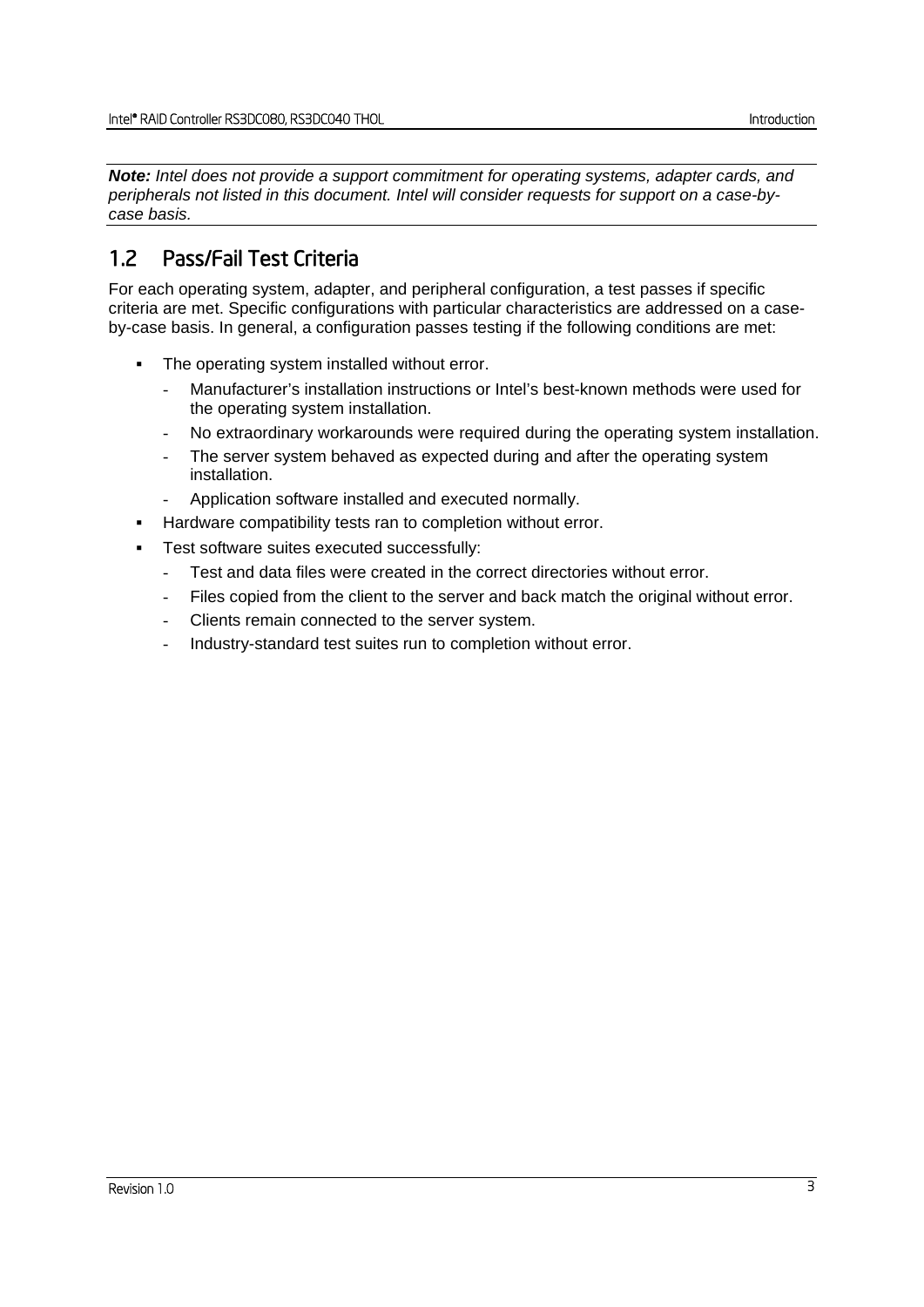***Note:*** *Intel does not provide a support commitment for operating systems, adapter cards, and peripherals not listed in this document. Intel will consider requests for support on a case-by-case basis.*

## 1.2 Pass/Fail Test Criteria

For each operating system, adapter, and peripheral configuration, a test passes if specific criteria are met. Specific configurations with particular characteristics are addressed on a case-by-case basis. In general, a configuration passes testing if the following conditions are met:

- The operating system installed without error.
  - Manufacturer's installation instructions or Intel's best-known methods were used for the operating system installation.
  - No extraordinary workarounds were required during the operating system installation.
  - The server system behaved as expected during and after the operating system installation.
  - Application software installed and executed normally.
- Hardware compatibility tests ran to completion without error.
- Test software suites executed successfully:
  - Test and data files were created in the correct directories without error.
  - Files copied from the client to the server and back match the original without error.
  - Clients remain connected to the server system.
  - Industry-standard test suites run to completion without error.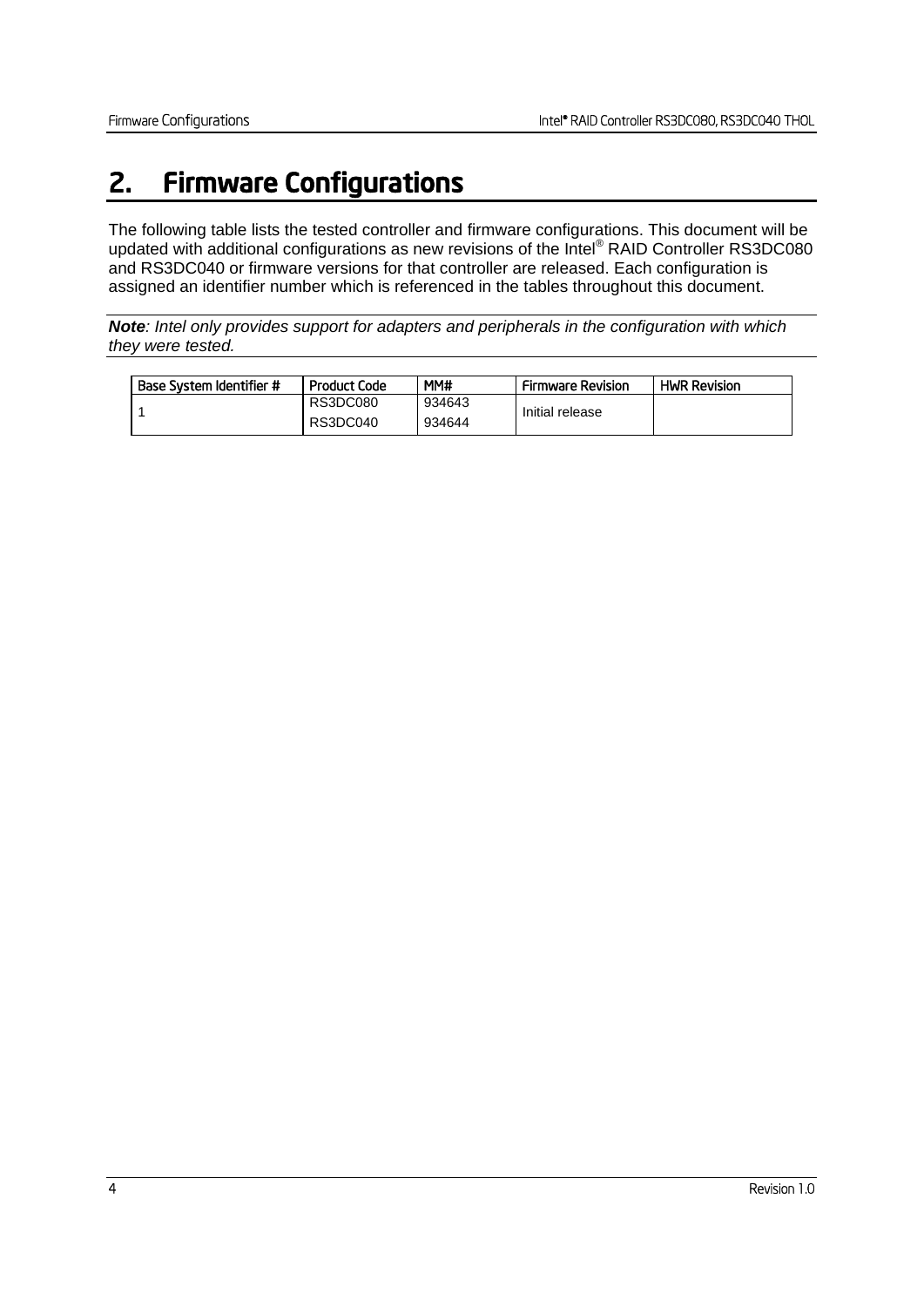# 2. Firmware Configurations

The following table lists the tested controller and firmware configurations. This document will be updated with additional configurations as new revisions of the Intel® RAID Controller RS3DC080 and RS3DC040 or firmware versions for that controller are released. Each configuration is assigned an identifier number which is referenced in the tables throughout this document.

***Note**: Intel only provides support for adapters and peripherals in the configuration with which they were tested.*

| Base System Identifier # | Product Code | MM# | Firmware Revision | HWR Revision |
|---|---|---|---|---|
| 1 | RS3DC080<br>RS3DC040 | 934643<br>934644 | Initial release | |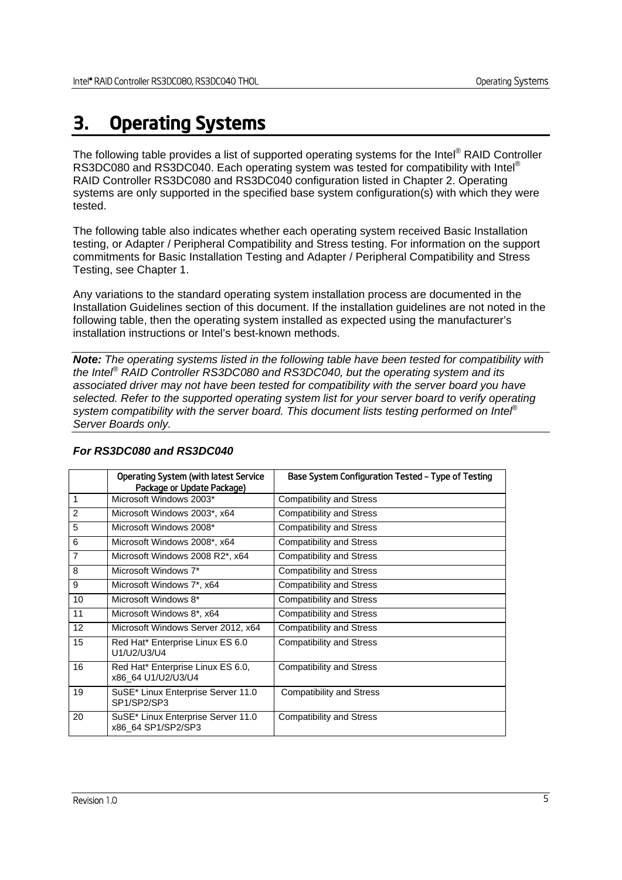# 3. Operating Systems

The following table provides a list of supported operating systems for the Intel® RAID Controller RS3DC080 and RS3DC040. Each operating system was tested for compatibility with Intel® RAID Controller RS3DC080 and RS3DC040 configuration listed in Chapter 2. Operating systems are only supported in the specified base system configuration(s) with which they were tested.

The following table also indicates whether each operating system received Basic Installation testing, or Adapter / Peripheral Compatibility and Stress testing. For information on the support commitments for Basic Installation Testing and Adapter / Peripheral Compatibility and Stress Testing, see Chapter 1.

Any variations to the standard operating system installation process are documented in the Installation Guidelines section of this document. If the installation guidelines are not noted in the following table, then the operating system installed as expected using the manufacturer's installation instructions or Intel's best-known methods.

***Note:*** *The operating systems listed in the following table have been tested for compatibility with the Intel® RAID Controller RS3DC080 and RS3DC040, but the operating system and its associated driver may not have been tested for compatibility with the server board you have selected. Refer to the supported operating system list for your server board to verify operating system compatibility with the server board. This document lists testing performed on Intel® Server Boards only.*

***For RS3DC080 and RS3DC040***

| | Operating System (with latest Service Package or Update Package) | Base System Configuration Tested – Type of Testing |
|---|---|---|
| 1 | Microsoft Windows 2003* | Compatibility and Stress |
| 2 | Microsoft Windows 2003*, x64 | Compatibility and Stress |
| 5 | Microsoft Windows 2008* | Compatibility and Stress |
| 6 | Microsoft Windows 2008*, x64 | Compatibility and Stress |
| 7 | Microsoft Windows 2008 R2*, x64 | Compatibility and Stress |
| 8 | Microsoft Windows 7* | Compatibility and Stress |
| 9 | Microsoft Windows 7*, x64 | Compatibility and Stress |
| 10 | Microsoft Windows 8* | Compatibility and Stress |
| 11 | Microsoft Windows 8*, x64 | Compatibility and Stress |
| 12 | Microsoft Windows Server 2012, x64 | Compatibility and Stress |
| 15 | Red Hat* Enterprise Linux ES 6.0 U1/U2/U3/U4 | Compatibility and Stress |
| 16 | Red Hat* Enterprise Linux ES 6.0, x86_64 U1/U2/U3/U4 | Compatibility and Stress |
| 19 | SuSE* Linux Enterprise Server 11.0 SP1/SP2/SP3 | Compatibility and Stress |
| 20 | SuSE* Linux Enterprise Server 11.0 x86_64 SP1/SP2/SP3 | Compatibility and Stress |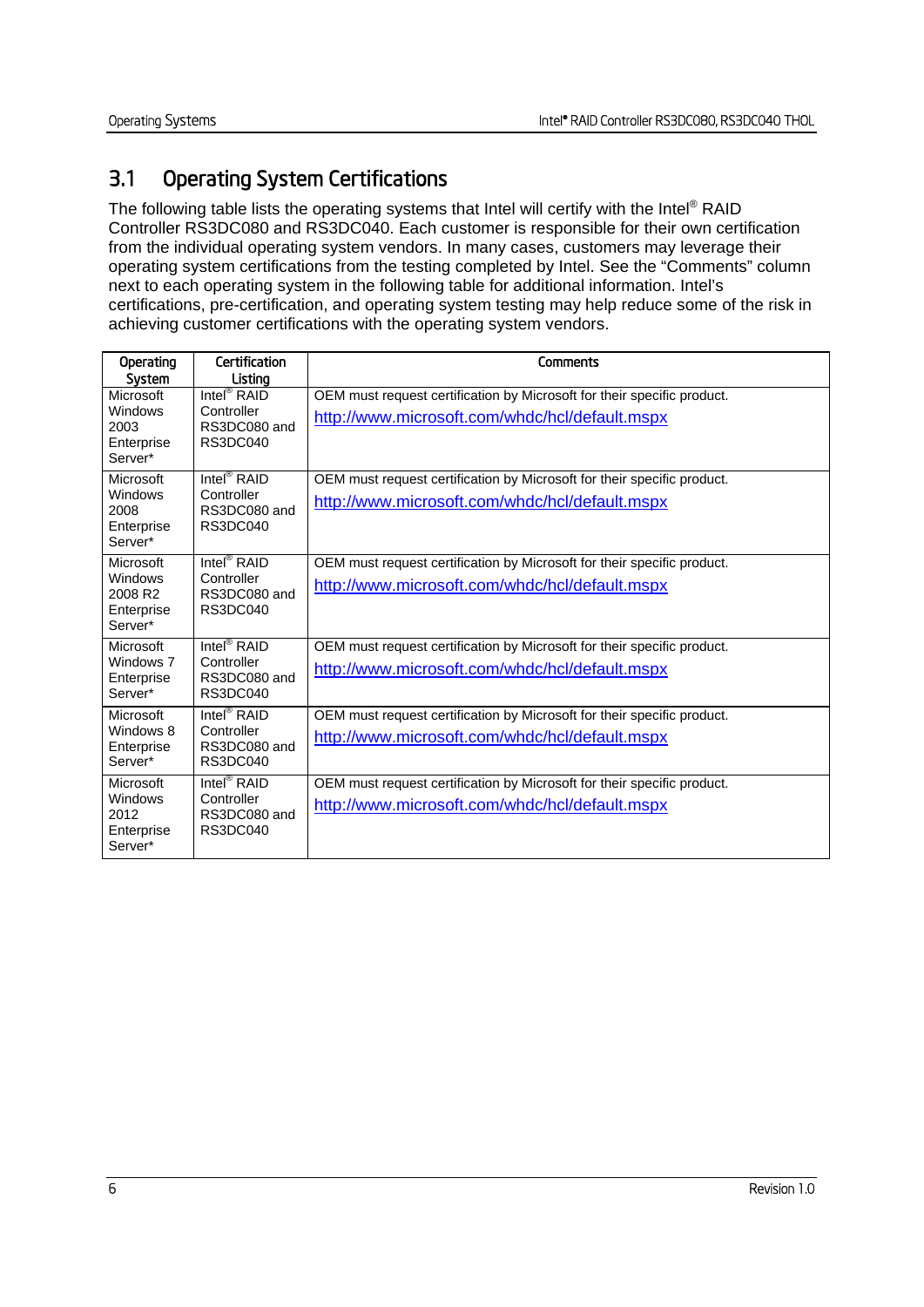## 3.1 Operating System Certifications

The following table lists the operating systems that Intel will certify with the Intel® RAID Controller RS3DC080 and RS3DC040. Each customer is responsible for their own certification from the individual operating system vendors. In many cases, customers may leverage their operating system certifications from the testing completed by Intel. See the "Comments" column next to each operating system in the following table for additional information. Intel's certifications, pre-certification, and operating system testing may help reduce some of the risk in achieving customer certifications with the operating system vendors.

| Operating System | Certification Listing | Comments |
|---|---|---|
| Microsoft Windows 2003 Enterprise Server* | Intel® RAID Controller RS3DC080 and RS3DC040 | OEM must request certification by Microsoft for their specific product. http://www.microsoft.com/whdc/hcl/default.mspx |
| Microsoft Windows 2008 Enterprise Server* | Intel® RAID Controller RS3DC080 and RS3DC040 | OEM must request certification by Microsoft for their specific product. http://www.microsoft.com/whdc/hcl/default.mspx |
| Microsoft Windows 2008 R2 Enterprise Server* | Intel® RAID Controller RS3DC080 and RS3DC040 | OEM must request certification by Microsoft for their specific product. http://www.microsoft.com/whdc/hcl/default.mspx |
| Microsoft Windows 7 Enterprise Server* | Intel® RAID Controller RS3DC080 and RS3DC040 | OEM must request certification by Microsoft for their specific product. http://www.microsoft.com/whdc/hcl/default.mspx |
| Microsoft Windows 8 Enterprise Server* | Intel® RAID Controller RS3DC080 and RS3DC040 | OEM must request certification by Microsoft for their specific product. http://www.microsoft.com/whdc/hcl/default.mspx |
| Microsoft Windows 2012 Enterprise Server* | Intel® RAID Controller RS3DC080 and RS3DC040 | OEM must request certification by Microsoft for their specific product. http://www.microsoft.com/whdc/hcl/default.mspx |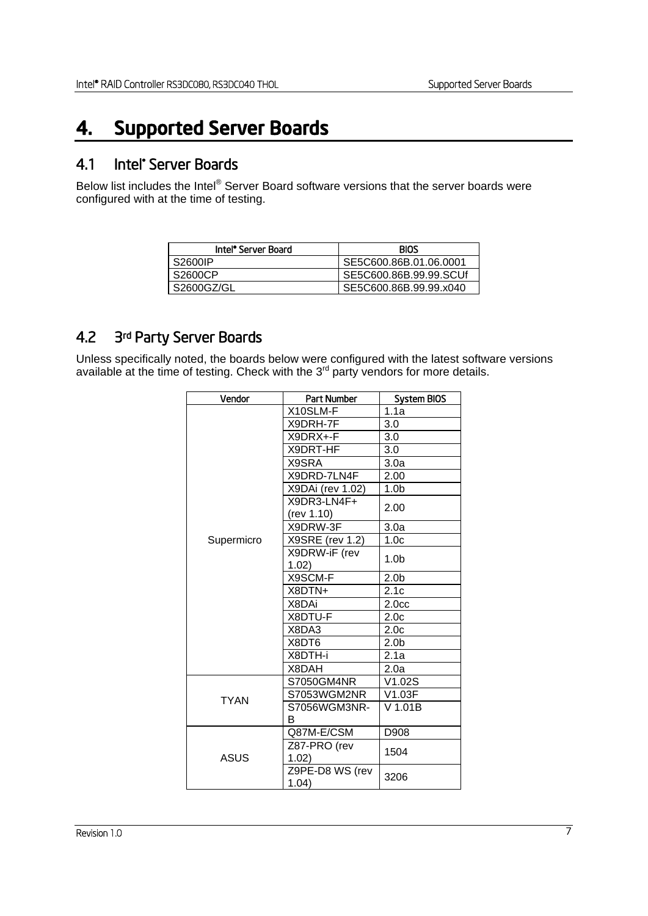# 4. Supported Server Boards

## 4.1 Intel® Server Boards

Below list includes the Intel® Server Board software versions that the server boards were configured with at the time of testing.

| Intel® Server Board | BIOS |
|---|---|
| S2600IP | SE5C600.86B.01.06.0001 |
| S2600CP | SE5C600.86B.99.99.SCUf |
| S2600GZ/GL | SE5C600.86B.99.99.x040 |

## 4.2 3rd Party Server Boards

Unless specifically noted, the boards below were configured with the latest software versions available at the time of testing. Check with the 3rd party vendors for more details.

| Vendor | Part Number | System BIOS |
|---|---|---|
| Supermicro | X10SLM-F | 1.1a |
| | X9DRH-7F | 3.0 |
| | X9DRX+-F | 3.0 |
| | X9DRT-HF | 3.0 |
| | X9SRA | 3.0a |
| | X9DRD-7LN4F | 2.00 |
| | X9DAi (rev 1.02) | 1.0b |
| | X9DR3-LN4F+ (rev 1.10) | 2.00 |
| | X9DRW-3F | 3.0a |
| | X9SRE (rev 1.2) | 1.0c |
| | X9DRW-iF (rev 1.02) | 1.0b |
| | X9SCM-F | 2.0b |
| | X8DTN+ | 2.1c |
| | X8DAi | 2.0cc |
| | X8DTU-F | 2.0c |
| | X8DA3 | 2.0c |
| | X8DT6 | 2.0b |
| | X8DTH-i | 2.1a |
| | X8DAH | 2.0a |
| TYAN | S7050GM4NR | V1.02S |
| | S7053WGM2NR | V1.03F |
| | S7056WGM3NR-B | V 1.01B |
| ASUS | Q87M-E/CSM | D908 |
| | Z87-PRO (rev 1.02) | 1504 |
| | Z9PE-D8 WS (rev 1.04) | 3206 |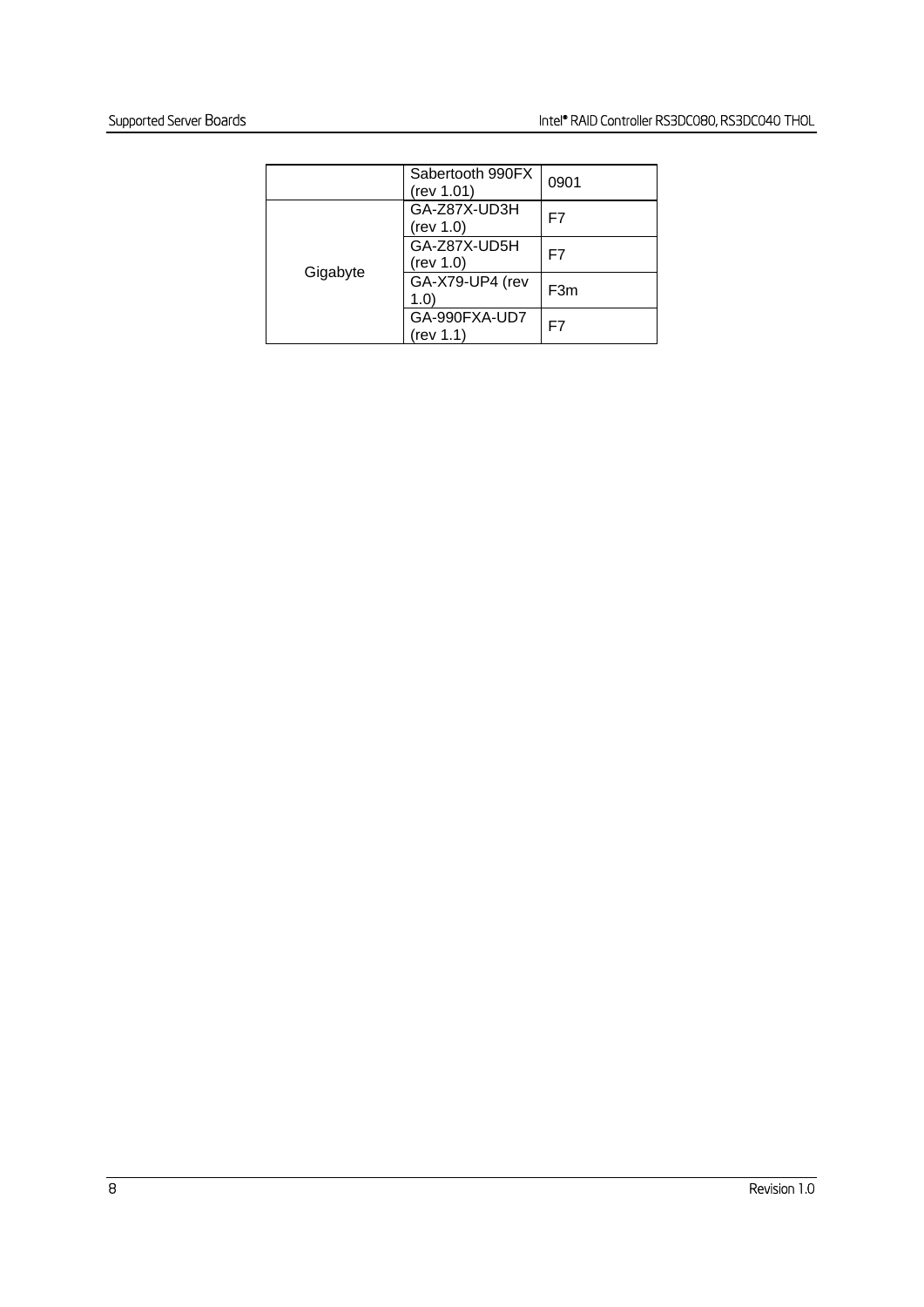| | | |
|---|---|---|
| | Sabertooth 990FX (rev 1.01) | 0901 |
| Gigabyte | GA-Z87X-UD3H (rev 1.0) | F7 |
| | GA-Z87X-UD5H (rev 1.0) | F7 |
| | GA-X79-UP4 (rev 1.0) | F3m |
| | GA-990FXA-UD7 (rev 1.1) | F7 |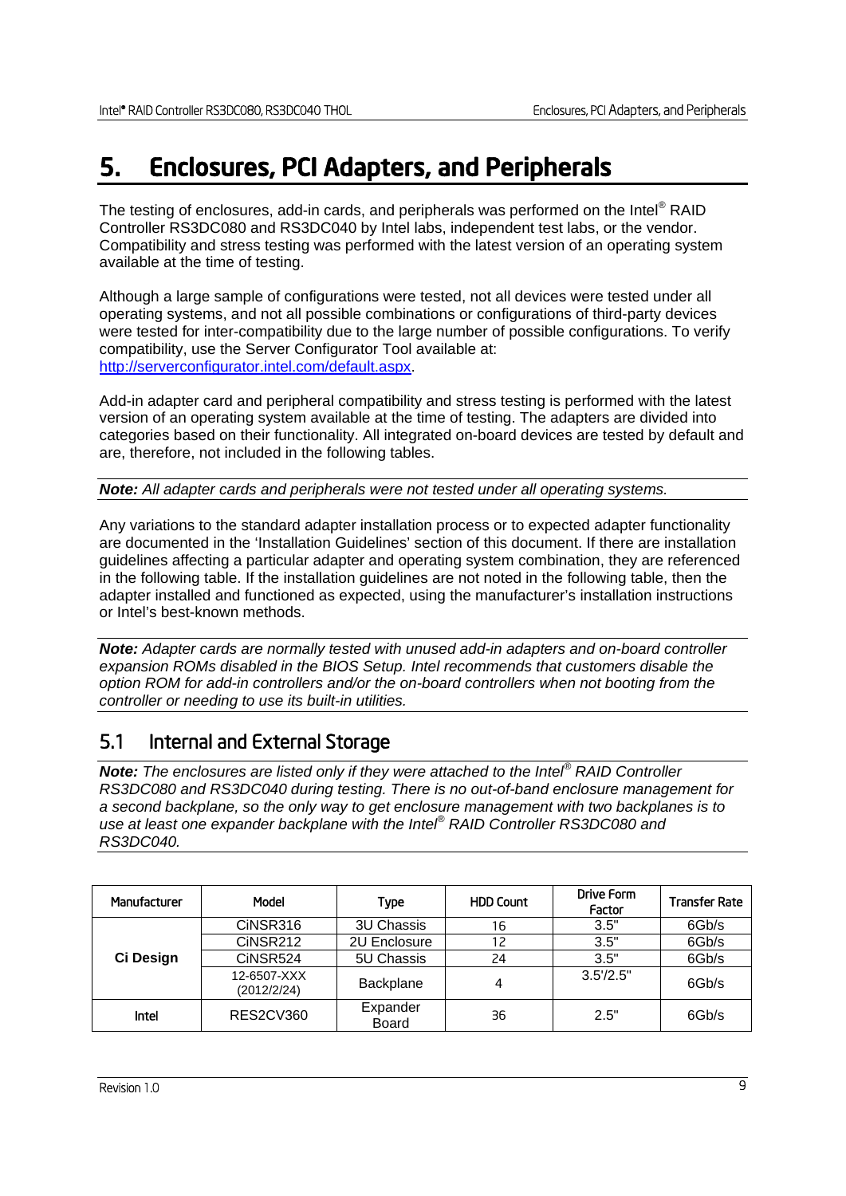# 5. Enclosures, PCI Adapters, and Peripherals

The testing of enclosures, add-in cards, and peripherals was performed on the Intel® RAID Controller RS3DC080 and RS3DC040 by Intel labs, independent test labs, or the vendor. Compatibility and stress testing was performed with the latest version of an operating system available at the time of testing.

Although a large sample of configurations were tested, not all devices were tested under all operating systems, and not all possible combinations or configurations of third-party devices were tested for inter-compatibility due to the large number of possible configurations. To verify compatibility, use the Server Configurator Tool available at: http://serverconfigurator.intel.com/default.aspx.

Add-in adapter card and peripheral compatibility and stress testing is performed with the latest version of an operating system available at the time of testing. The adapters are divided into categories based on their functionality. All integrated on-board devices are tested by default and are, therefore, not included in the following tables.

***Note:*** *All adapter cards and peripherals were not tested under all operating systems.*

Any variations to the standard adapter installation process or to expected adapter functionality are documented in the 'Installation Guidelines' section of this document. If there are installation guidelines affecting a particular adapter and operating system combination, they are referenced in the following table. If the installation guidelines are not noted in the following table, then the adapter installed and functioned as expected, using the manufacturer's installation instructions or Intel's best-known methods.

***Note:*** *Adapter cards are normally tested with unused add-in adapters and on-board controller expansion ROMs disabled in the BIOS Setup. Intel recommends that customers disable the option ROM for add-in controllers and/or the on-board controllers when not booting from the controller or needing to use its built-in utilities.*

## 5.1 Internal and External Storage

***Note:*** *The enclosures are listed only if they were attached to the Intel® RAID Controller RS3DC080 and RS3DC040 during testing. There is no out-of-band enclosure management for a second backplane, so the only way to get enclosure management with two backplanes is to use at least one expander backplane with the Intel® RAID Controller RS3DC080 and RS3DC040.*

| Manufacturer | Model | Type | HDD Count | Drive Form Factor | Transfer Rate |
|---|---|---|---|---|---|
| **Ci Design** | CiNSR316 | 3U Chassis | 16 | 3.5" | 6Gb/s |
| | CiNSR212 | 2U Enclosure | 12 | 3.5" | 6Gb/s |
| | CiNSR524 | 5U Chassis | 24 | 3.5" | 6Gb/s |
| | 12-6507-XXX (2012/2/24) | Backplane | 4 | 3.5'/2.5" | 6Gb/s |
| Intel | RES2CV360 | Expander Board | 36 | 2.5" | 6Gb/s |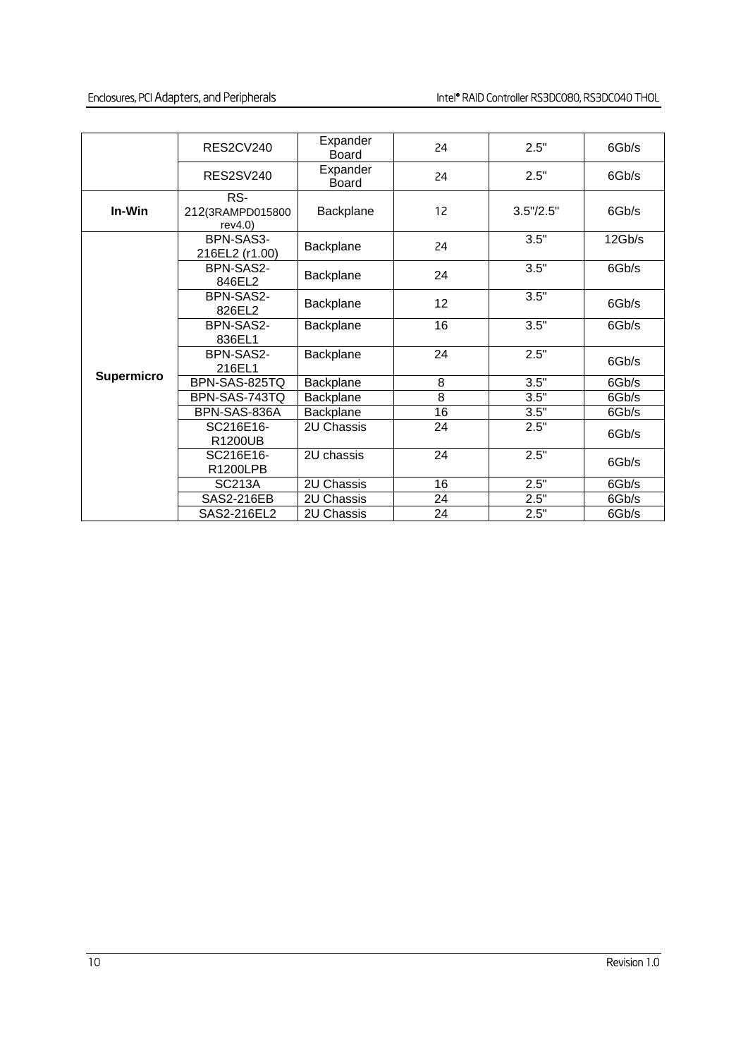| | | | | | |
|---|---|---|---|---|---|
| | RES2CV240 | Expander Board | 24 | 2.5" | 6Gb/s |
| | RES2SV240 | Expander Board | 24 | 2.5" | 6Gb/s |
| **In-Win** | RS-212(3RAMPD015800 rev4.0) | Backplane | 12 | 3.5"/2.5" | 6Gb/s |
| **Supermicro** | BPN-SAS3-216EL2 (r1.00) | Backplane | 24 | 3.5" | 12Gb/s |
| | BPN-SAS2-846EL2 | Backplane | 24 | 3.5" | 6Gb/s |
| | BPN-SAS2-826EL2 | Backplane | 12 | 3.5" | 6Gb/s |
| | BPN-SAS2-836EL1 | Backplane | 16 | 3.5" | 6Gb/s |
| | BPN-SAS2-216EL1 | Backplane | 24 | 2.5" | 6Gb/s |
| | BPN-SAS-825TQ | Backplane | 8 | 3.5" | 6Gb/s |
| | BPN-SAS-743TQ | Backplane | 8 | 3.5" | 6Gb/s |
| | BPN-SAS-836A | Backplane | 16 | 3.5" | 6Gb/s |
| | SC216E16-R1200UB | 2U Chassis | 24 | 2.5" | 6Gb/s |
| | SC216E16-R1200LPB | 2U chassis | 24 | 2.5" | 6Gb/s |
| | SC213A | 2U Chassis | 16 | 2.5" | 6Gb/s |
| | SAS2-216EB | 2U Chassis | 24 | 2.5" | 6Gb/s |
| | SAS2-216EL2 | 2U Chassis | 24 | 2.5" | 6Gb/s |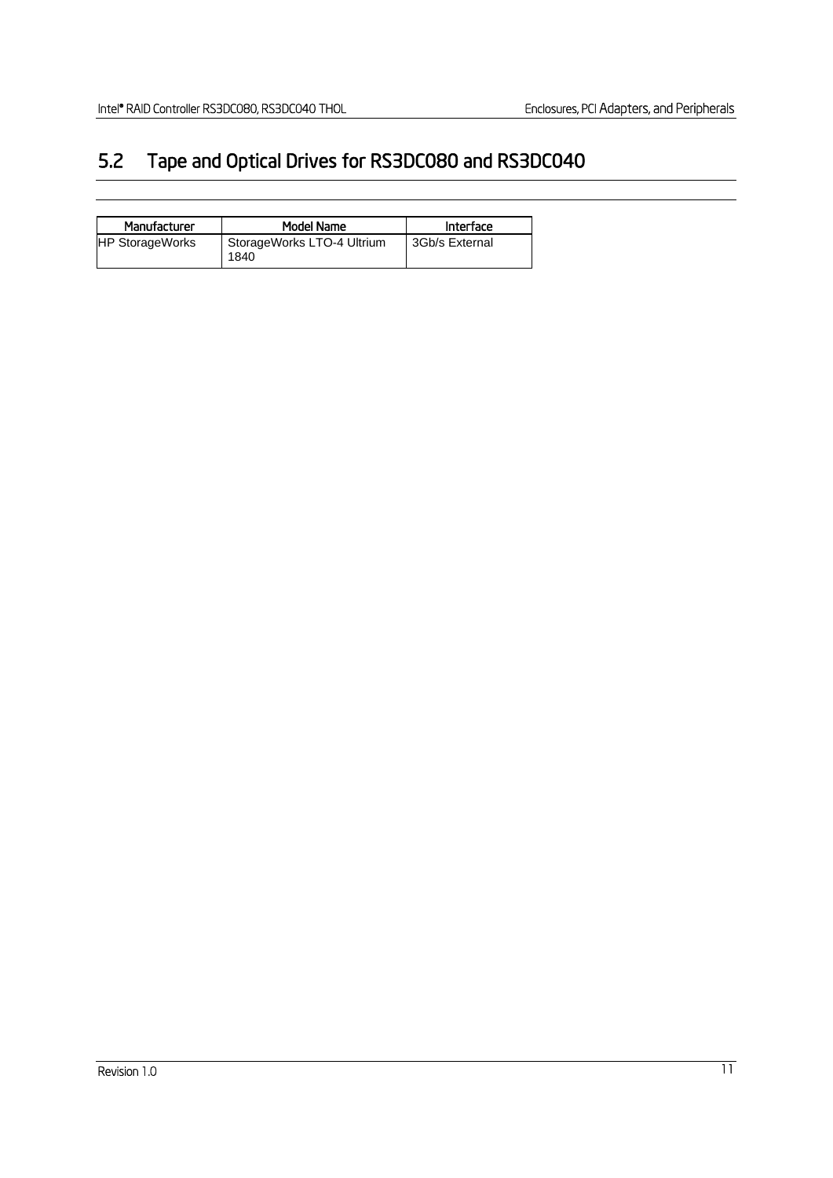## 5.2 Tape and Optical Drives for RS3DC080 and RS3DC040

| Manufacturer | Model Name | Interface |
|---|---|---|
| HP StorageWorks | StorageWorks LTO-4 Ultrium 1840 | 3Gb/s External |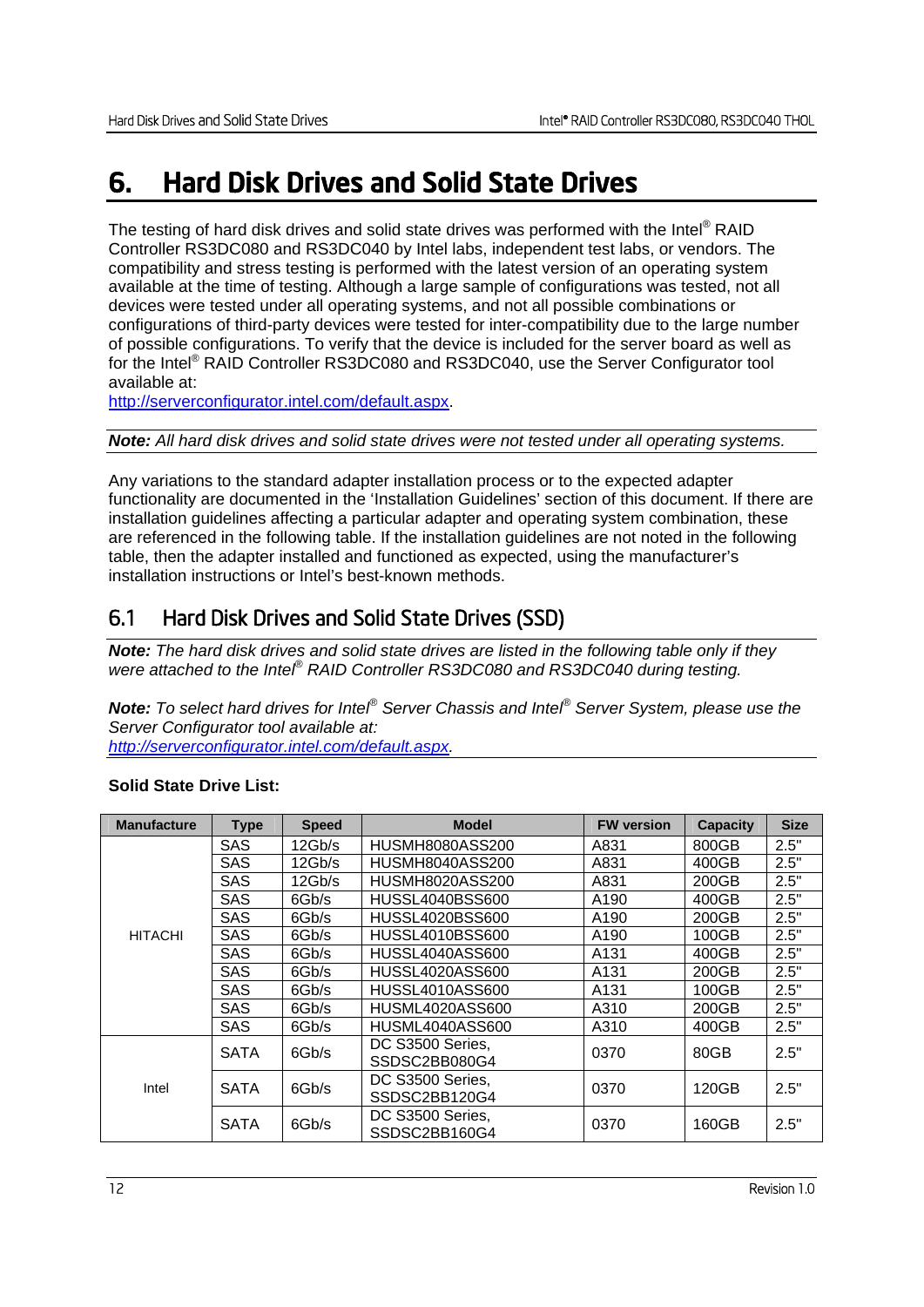# 6. Hard Disk Drives and Solid State Drives

The testing of hard disk drives and solid state drives was performed with the Intel® RAID Controller RS3DC080 and RS3DC040 by Intel labs, independent test labs, or vendors. The compatibility and stress testing is performed with the latest version of an operating system available at the time of testing. Although a large sample of configurations was tested, not all devices were tested under all operating systems, and not all possible combinations or configurations of third-party devices were tested for inter-compatibility due to the large number of possible configurations. To verify that the device is included for the server board as well as for the Intel® RAID Controller RS3DC080 and RS3DC040, use the Server Configurator tool available at:
http://serverconfigurator.intel.com/default.aspx.

***Note:*** *All hard disk drives and solid state drives were not tested under all operating systems.*

Any variations to the standard adapter installation process or to the expected adapter functionality are documented in the 'Installation Guidelines' section of this document. If there are installation guidelines affecting a particular adapter and operating system combination, these are referenced in the following table. If the installation guidelines are not noted in the following table, then the adapter installed and functioned as expected, using the manufacturer's installation instructions or Intel's best-known methods.

## 6.1 Hard Disk Drives and Solid State Drives (SSD)

***Note:*** *The hard disk drives and solid state drives are listed in the following table only if they were attached to the Intel® RAID Controller RS3DC080 and RS3DC040 during testing.*

***Note:*** *To select hard drives for Intel® Server Chassis and Intel® Server System, please use the Server Configurator tool available at:*
*http://serverconfigurator.intel.com/default.aspx.*

**Solid State Drive List:**

| Manufacture | Type | Speed | Model | FW version | Capacity | Size |
|---|---|---|---|---|---|---|
| HITACHI | SAS | 12Gb/s | HUSMH8080ASS200 | A831 | 800GB | 2.5" |
| | SAS | 12Gb/s | HUSMH8040ASS200 | A831 | 400GB | 2.5" |
| | SAS | 12Gb/s | HUSMH8020ASS200 | A831 | 200GB | 2.5" |
| | SAS | 6Gb/s | HUSSL4040BSS600 | A190 | 400GB | 2.5" |
| | SAS | 6Gb/s | HUSSL4020BSS600 | A190 | 200GB | 2.5" |
| | SAS | 6Gb/s | HUSSL4010BSS600 | A190 | 100GB | 2.5" |
| | SAS | 6Gb/s | HUSSL4040ASS600 | A131 | 400GB | 2.5" |
| | SAS | 6Gb/s | HUSSL4020ASS600 | A131 | 200GB | 2.5" |
| | SAS | 6Gb/s | HUSSL4010ASS600 | A131 | 100GB | 2.5" |
| | SAS | 6Gb/s | HUSML4020ASS600 | A310 | 200GB | 2.5" |
| | SAS | 6Gb/s | HUSML4040ASS600 | A310 | 400GB | 2.5" |
| Intel | SATA | 6Gb/s | DC S3500 Series, SSDSC2BB080G4 | 0370 | 80GB | 2.5" |
| | SATA | 6Gb/s | DC S3500 Series, SSDSC2BB120G4 | 0370 | 120GB | 2.5" |
| | SATA | 6Gb/s | DC S3500 Series, SSDSC2BB160G4 | 0370 | 160GB | 2.5" |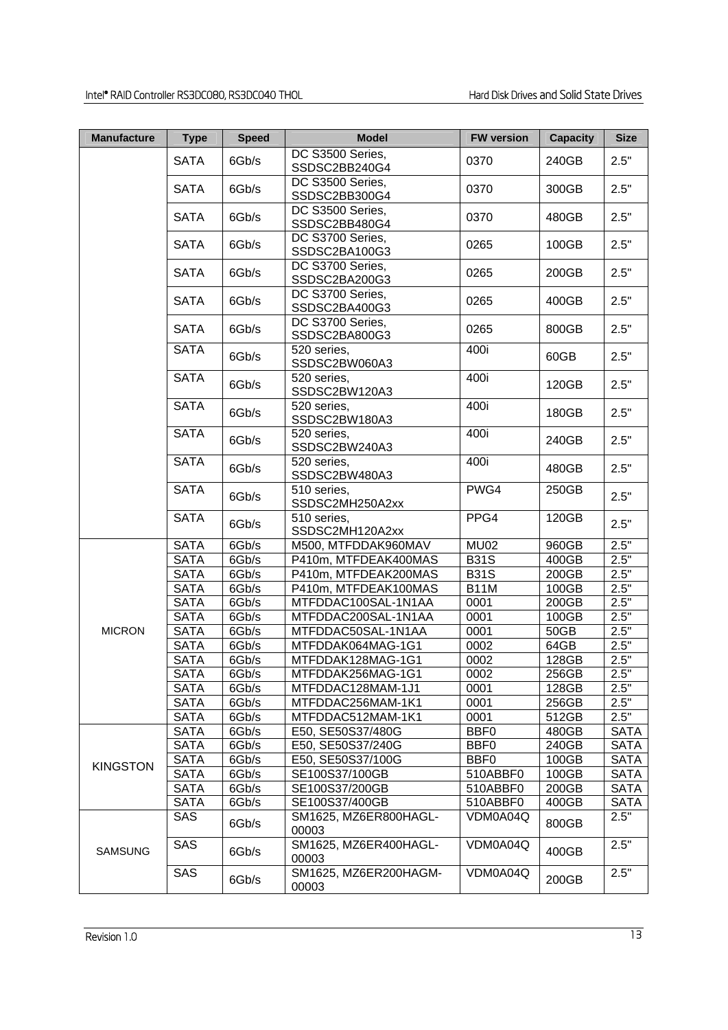| Manufacture | Type | Speed | Model | FW version | Capacity | Size |
|---|---|---|---|---|---|---|
| | SATA | 6Gb/s | DC S3500 Series, SSDSC2BB240G4 | 0370 | 240GB | 2.5" |
| | SATA | 6Gb/s | DC S3500 Series, SSDSC2BB300G4 | 0370 | 300GB | 2.5" |
| | SATA | 6Gb/s | DC S3500 Series, SSDSC2BB480G4 | 0370 | 480GB | 2.5" |
| | SATA | 6Gb/s | DC S3700 Series, SSDSC2BA100G3 | 0265 | 100GB | 2.5" |
| | SATA | 6Gb/s | DC S3700 Series, SSDSC2BA200G3 | 0265 | 200GB | 2.5" |
| | SATA | 6Gb/s | DC S3700 Series, SSDSC2BA400G3 | 0265 | 400GB | 2.5" |
| | SATA | 6Gb/s | DC S3700 Series, SSDSC2BA800G3 | 0265 | 800GB | 2.5" |
| | SATA | 6Gb/s | 520 series, SSDSC2BW060A3 | 400i | 60GB | 2.5" |
| | SATA | 6Gb/s | 520 series, SSDSC2BW120A3 | 400i | 120GB | 2.5" |
| | SATA | 6Gb/s | 520 series, SSDSC2BW180A3 | 400i | 180GB | 2.5" |
| | SATA | 6Gb/s | 520 series, SSDSC2BW240A3 | 400i | 240GB | 2.5" |
| | SATA | 6Gb/s | 520 series, SSDSC2BW480A3 | 400i | 480GB | 2.5" |
| | SATA | 6Gb/s | 510 series, SSDSC2MH250A2xx | PWG4 | 250GB | 2.5" |
| | SATA | 6Gb/s | 510 series, SSDSC2MH120A2xx | PPG4 | 120GB | 2.5" |
| MICRON | SATA | 6Gb/s | M500, MTFDDAK960MAV | MU02 | 960GB | 2.5" |
| | SATA | 6Gb/s | P410m, MTFDEAK400MAS | B31S | 400GB | 2.5" |
| | SATA | 6Gb/s | P410m, MTFDEAK200MAS | B31S | 200GB | 2.5" |
| | SATA | 6Gb/s | P410m, MTFDEAK100MAS | B11M | 100GB | 2.5" |
| | SATA | 6Gb/s | MTFDDAC100SAL-1N1AA | 0001 | 200GB | 2.5" |
| | SATA | 6Gb/s | MTFDDAC200SAL-1N1AA | 0001 | 100GB | 2.5" |
| | SATA | 6Gb/s | MTFDDAC50SAL-1N1AA | 0001 | 50GB | 2.5" |
| | SATA | 6Gb/s | MTFDDAK064MAG-1G1 | 0002 | 64GB | 2.5" |
| | SATA | 6Gb/s | MTFDDAK128MAG-1G1 | 0002 | 128GB | 2.5" |
| | SATA | 6Gb/s | MTFDDAK256MAG-1G1 | 0002 | 256GB | 2.5" |
| | SATA | 6Gb/s | MTFDDAC128MAM-1J1 | 0001 | 128GB | 2.5" |
| | SATA | 6Gb/s | MTFDDAC256MAM-1K1 | 0001 | 256GB | 2.5" |
| | SATA | 6Gb/s | MTFDDAC512MAM-1K1 | 0001 | 512GB | 2.5" |
| KINGSTON | SATA | 6Gb/s | E50, SE50S37/480G | BBF0 | 480GB | SATA |
| | SATA | 6Gb/s | E50, SE50S37/240G | BBF0 | 240GB | SATA |
| | SATA | 6Gb/s | E50, SE50S37/100G | BBF0 | 100GB | SATA |
| | SATA | 6Gb/s | SE100S37/100GB | 510ABBF0 | 100GB | SATA |
| | SATA | 6Gb/s | SE100S37/200GB | 510ABBF0 | 200GB | SATA |
| | SATA | 6Gb/s | SE100S37/400GB | 510ABBF0 | 400GB | SATA |
| SAMSUNG | SAS | 6Gb/s | SM1625, MZ6ER800HAGL-00003 | VDM0A04Q | 800GB | 2.5" |
| | SAS | 6Gb/s | SM1625, MZ6ER400HAGL-00003 | VDM0A04Q | 400GB | 2.5" |
| | SAS | 6Gb/s | SM1625, MZ6ER200HAGM-00003 | VDM0A04Q | 200GB | 2.5" |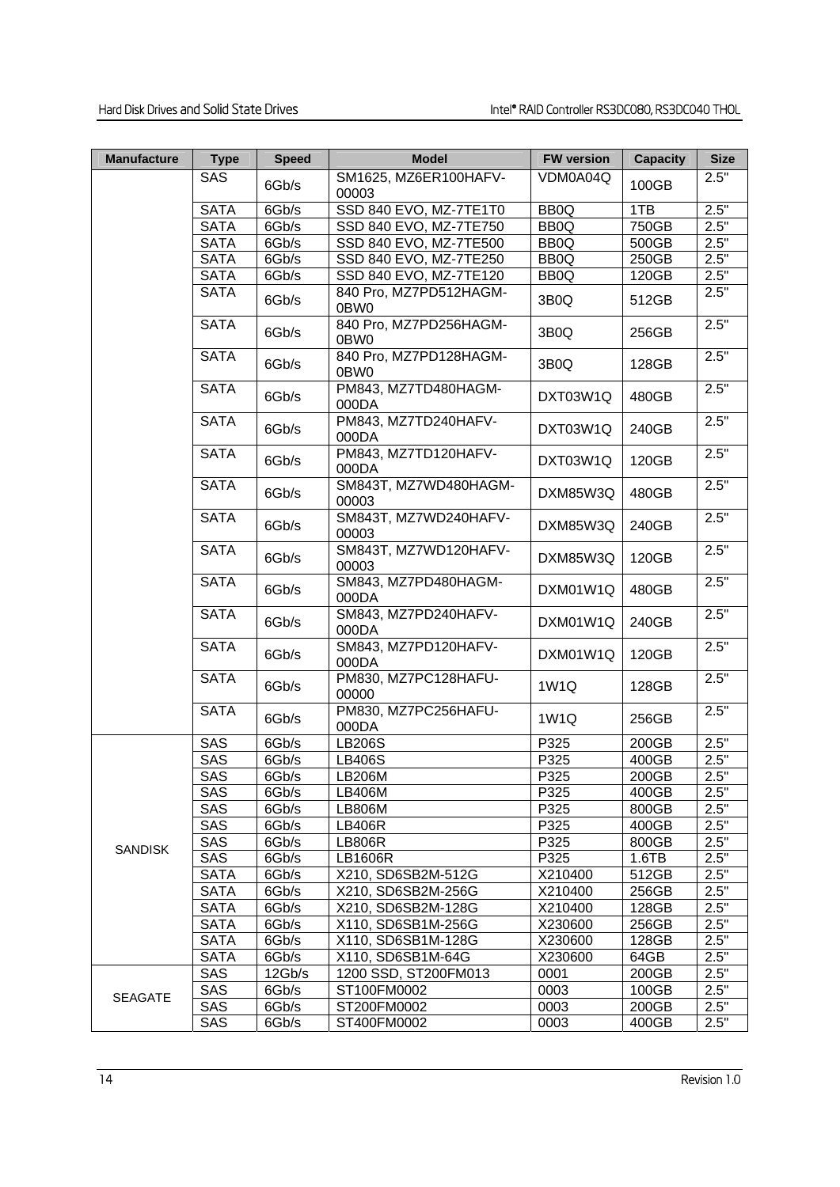| Manufacture | Type | Speed | Model | FW version | Capacity | Size |
|---|---|---|---|---|---|---|
| | SAS | 6Gb/s | SM1625, MZ6ER100HAFV-00003 | VDM0A04Q | 100GB | 2.5" |
| | SATA | 6Gb/s | SSD 840 EVO, MZ-7TE1T0 | BB0Q | 1TB | 2.5" |
| | SATA | 6Gb/s | SSD 840 EVO, MZ-7TE750 | BB0Q | 750GB | 2.5" |
| | SATA | 6Gb/s | SSD 840 EVO, MZ-7TE500 | BB0Q | 500GB | 2.5" |
| | SATA | 6Gb/s | SSD 840 EVO, MZ-7TE250 | BB0Q | 250GB | 2.5" |
| | SATA | 6Gb/s | SSD 840 EVO, MZ-7TE120 | BB0Q | 120GB | 2.5" |
| | SATA | 6Gb/s | 840 Pro, MZ7PD512HAGM-0BW0 | 3B0Q | 512GB | 2.5" |
| | SATA | 6Gb/s | 840 Pro, MZ7PD256HAGM-0BW0 | 3B0Q | 256GB | 2.5" |
| | SATA | 6Gb/s | 840 Pro, MZ7PD128HAGM-0BW0 | 3B0Q | 128GB | 2.5" |
| | SATA | 6Gb/s | PM843, MZ7TD480HAGM-000DA | DXT03W1Q | 480GB | 2.5" |
| | SATA | 6Gb/s | PM843, MZ7TD240HAFV-000DA | DXT03W1Q | 240GB | 2.5" |
| | SATA | 6Gb/s | PM843, MZ7TD120HAFV-000DA | DXT03W1Q | 120GB | 2.5" |
| | SATA | 6Gb/s | SM843T, MZ7WD480HAGM-00003 | DXM85W3Q | 480GB | 2.5" |
| | SATA | 6Gb/s | SM843T, MZ7WD240HAFV-00003 | DXM85W3Q | 240GB | 2.5" |
| | SATA | 6Gb/s | SM843T, MZ7WD120HAFV-00003 | DXM85W3Q | 120GB | 2.5" |
| | SATA | 6Gb/s | SM843, MZ7PD480HAGM-000DA | DXM01W1Q | 480GB | 2.5" |
| | SATA | 6Gb/s | SM843, MZ7PD240HAFV-000DA | DXM01W1Q | 240GB | 2.5" |
| | SATA | 6Gb/s | SM843, MZ7PD120HAFV-000DA | DXM01W1Q | 120GB | 2.5" |
| | SATA | 6Gb/s | PM830, MZ7PC128HAFU-00000 | 1W1Q | 128GB | 2.5" |
| | SATA | 6Gb/s | PM830, MZ7PC256HAFU-000DA | 1W1Q | 256GB | 2.5" |
| SANDISK | SAS | 6Gb/s | LB206S | P325 | 200GB | 2.5" |
| | SAS | 6Gb/s | LB406S | P325 | 400GB | 2.5" |
| | SAS | 6Gb/s | LB206M | P325 | 200GB | 2.5" |
| | SAS | 6Gb/s | LB406M | P325 | 400GB | 2.5" |
| | SAS | 6Gb/s | LB806M | P325 | 800GB | 2.5" |
| | SAS | 6Gb/s | LB406R | P325 | 400GB | 2.5" |
| | SAS | 6Gb/s | LB806R | P325 | 800GB | 2.5" |
| | SAS | 6Gb/s | LB1606R | P325 | 1.6TB | 2.5" |
| | SATA | 6Gb/s | X210, SD6SB2M-512G | X210400 | 512GB | 2.5" |
| | SATA | 6Gb/s | X210, SD6SB2M-256G | X210400 | 256GB | 2.5" |
| | SATA | 6Gb/s | X210, SD6SB2M-128G | X210400 | 128GB | 2.5" |
| | SATA | 6Gb/s | X110, SD6SB1M-256G | X230600 | 256GB | 2.5" |
| | SATA | 6Gb/s | X110, SD6SB1M-128G | X230600 | 128GB | 2.5" |
| | SATA | 6Gb/s | X110, SD6SB1M-64G | X230600 | 64GB | 2.5" |
| SEAGATE | SAS | 12Gb/s | 1200 SSD, ST200FM013 | 0001 | 200GB | 2.5" |
| | SAS | 6Gb/s | ST100FM0002 | 0003 | 100GB | 2.5" |
| | SAS | 6Gb/s | ST200FM0002 | 0003 | 200GB | 2.5" |
| | SAS | 6Gb/s | ST400FM0002 | 0003 | 400GB | 2.5" |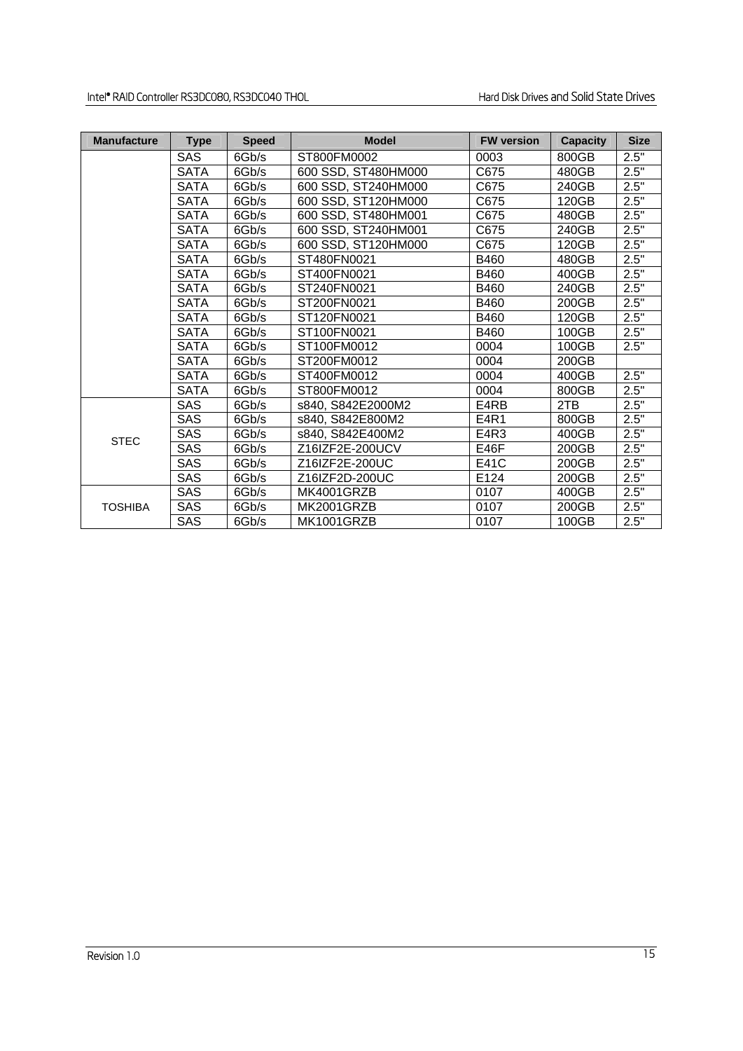| Manufacture | Type | Speed | Model | FW version | Capacity | Size |
|---|---|---|---|---|---|---|
| | SAS | 6Gb/s | ST800FM0002 | 0003 | 800GB | 2.5" |
| | SATA | 6Gb/s | 600 SSD, ST480HM000 | C675 | 480GB | 2.5" |
| | SATA | 6Gb/s | 600 SSD, ST240HM000 | C675 | 240GB | 2.5" |
| | SATA | 6Gb/s | 600 SSD, ST120HM000 | C675 | 120GB | 2.5" |
| | SATA | 6Gb/s | 600 SSD, ST480HM001 | C675 | 480GB | 2.5" |
| | SATA | 6Gb/s | 600 SSD, ST240HM001 | C675 | 240GB | 2.5" |
| | SATA | 6Gb/s | 600 SSD, ST120HM000 | C675 | 120GB | 2.5" |
| | SATA | 6Gb/s | ST480FN0021 | B460 | 480GB | 2.5" |
| | SATA | 6Gb/s | ST400FN0021 | B460 | 400GB | 2.5" |
| | SATA | 6Gb/s | ST240FN0021 | B460 | 240GB | 2.5" |
| | SATA | 6Gb/s | ST200FN0021 | B460 | 200GB | 2.5" |
| | SATA | 6Gb/s | ST120FN0021 | B460 | 120GB | 2.5" |
| | SATA | 6Gb/s | ST100FN0021 | B460 | 100GB | 2.5" |
| | SATA | 6Gb/s | ST100FM0012 | 0004 | 100GB | 2.5" |
| | SATA | 6Gb/s | ST200FM0012 | 0004 | 200GB | |
| | SATA | 6Gb/s | ST400FM0012 | 0004 | 400GB | 2.5" |
| | SATA | 6Gb/s | ST800FM0012 | 0004 | 800GB | 2.5" |
| STEC | SAS | 6Gb/s | s840, S842E2000M2 | E4RB | 2TB | 2.5" |
| | SAS | 6Gb/s | s840, S842E800M2 | E4R1 | 800GB | 2.5" |
| | SAS | 6Gb/s | s840, S842E400M2 | E4R3 | 400GB | 2.5" |
| | SAS | 6Gb/s | Z16IZF2E-200UCV | E46F | 200GB | 2.5" |
| | SAS | 6Gb/s | Z16IZF2E-200UC | E41C | 200GB | 2.5" |
| | SAS | 6Gb/s | Z16IZF2D-200UC | E124 | 200GB | 2.5" |
| TOSHIBA | SAS | 6Gb/s | MK4001GRZB | 0107 | 400GB | 2.5" |
| | SAS | 6Gb/s | MK2001GRZB | 0107 | 200GB | 2.5" |
| | SAS | 6Gb/s | MK1001GRZB | 0107 | 100GB | 2.5" |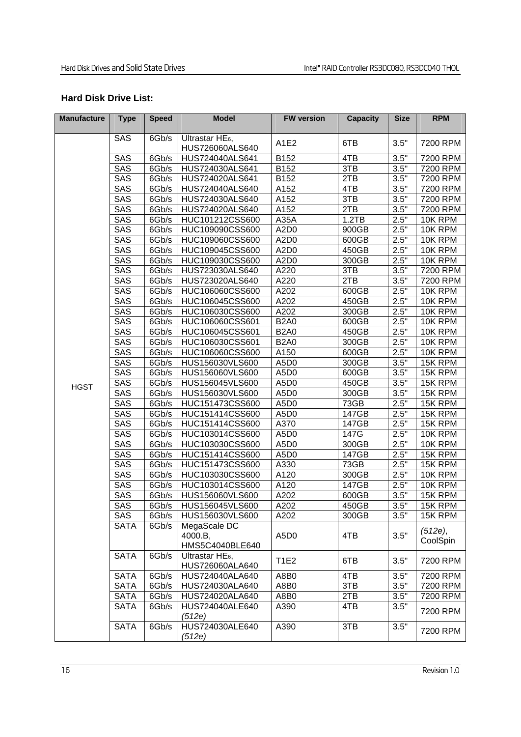**Hard Disk Drive List:**

| Manufacture | Type | Speed | Model | FW version | Capacity | Size | RPM |
|---|---|---|---|---|---|---|---|
| HGST | SAS | 6Gb/s | Ultrastar HE6, HUS726060ALS640 | A1E2 | 6TB | 3.5" | 7200 RPM |
| | SAS | 6Gb/s | HUS724040ALS641 | B152 | 4TB | 3.5" | 7200 RPM |
| | SAS | 6Gb/s | HUS724030ALS641 | B152 | 3TB | 3.5" | 7200 RPM |
| | SAS | 6Gb/s | HUS724020ALS641 | B152 | 2TB | 3.5" | 7200 RPM |
| | SAS | 6Gb/s | HUS724040ALS640 | A152 | 4TB | 3.5" | 7200 RPM |
| | SAS | 6Gb/s | HUS724030ALS640 | A152 | 3TB | 3.5" | 7200 RPM |
| | SAS | 6Gb/s | HUS724020ALS640 | A152 | 2TB | 3.5" | 7200 RPM |
| | SAS | 6Gb/s | HUC101212CSS600 | A35A | 1.2TB | 2.5" | 10K RPM |
| | SAS | 6Gb/s | HUC109090CSS600 | A2D0 | 900GB | 2.5" | 10K RPM |
| | SAS | 6Gb/s | HUC109060CSS600 | A2D0 | 600GB | 2.5" | 10K RPM |
| | SAS | 6Gb/s | HUC109045CSS600 | A2D0 | 450GB | 2.5" | 10K RPM |
| | SAS | 6Gb/s | HUC109030CSS600 | A2D0 | 300GB | 2.5" | 10K RPM |
| | SAS | 6Gb/s | HUS723030ALS640 | A220 | 3TB | 3.5" | 7200 RPM |
| | SAS | 6Gb/s | HUS723020ALS640 | A220 | 2TB | 3.5" | 7200 RPM |
| | SAS | 6Gb/s | HUC106060CSS600 | A202 | 600GB | 2.5" | 10K RPM |
| | SAS | 6Gb/s | HUC106045CSS600 | A202 | 450GB | 2.5" | 10K RPM |
| | SAS | 6Gb/s | HUC106030CSS600 | A202 | 300GB | 2.5" | 10K RPM |
| | SAS | 6Gb/s | HUC106060CSS601 | B2A0 | 600GB | 2.5" | 10K RPM |
| | SAS | 6Gb/s | HUC106045CSS601 | B2A0 | 450GB | 2.5" | 10K RPM |
| | SAS | 6Gb/s | HUC106030CSS601 | B2A0 | 300GB | 2.5" | 10K RPM |
| | SAS | 6Gb/s | HUC106060CSS600 | A150 | 600GB | 2.5" | 10K RPM |
| | SAS | 6Gb/s | HUS156030VLS600 | A5D0 | 300GB | 3.5" | 15K RPM |
| | SAS | 6Gb/s | HUS156060VLS600 | A5D0 | 600GB | 3.5" | 15K RPM |
| | SAS | 6Gb/s | HUS156045VLS600 | A5D0 | 450GB | 3.5" | 15K RPM |
| | SAS | 6Gb/s | HUS156030VLS600 | A5D0 | 300GB | 3.5" | 15K RPM |
| | SAS | 6Gb/s | HUC151473CSS600 | A5D0 | 73GB | 2.5" | 15K RPM |
| | SAS | 6Gb/s | HUC151414CSS600 | A5D0 | 147GB | 2.5" | 15K RPM |
| | SAS | 6Gb/s | HUC151414CSS600 | A370 | 147GB | 2.5" | 15K RPM |
| | SAS | 6Gb/s | HUC103014CSS600 | A5D0 | 147G | 2.5" | 10K RPM |
| | SAS | 6Gb/s | HUC103030CSS600 | A5D0 | 300GB | 2.5" | 10K RPM |
| | SAS | 6Gb/s | HUC151414CSS600 | A5D0 | 147GB | 2.5" | 15K RPM |
| | SAS | 6Gb/s | HUC151473CSS600 | A330 | 73GB | 2.5" | 15K RPM |
| | SAS | 6Gb/s | HUC103030CSS600 | A120 | 300GB | 2.5" | 10K RPM |
| | SAS | 6Gb/s | HUC103014CSS600 | A120 | 147GB | 2.5" | 10K RPM |
| | SAS | 6Gb/s | HUS156060VLS600 | A202 | 600GB | 3.5" | 15K RPM |
| | SAS | 6Gb/s | HUS156045VLS600 | A202 | 450GB | 3.5" | 15K RPM |
| | SAS | 6Gb/s | HUS156030VLS600 | A202 | 300GB | 3.5" | 15K RPM |
| | SATA | 6Gb/s | MegaScale DC 4000.B, HMS5C4040BLE640 | A5D0 | 4TB | 3.5" | *(512e)*, CoolSpin |
| | SATA | 6Gb/s | Ultrastar HE6, HUS726060ALA640 | T1E2 | 6TB | 3.5" | 7200 RPM |
| | SATA | 6Gb/s | HUS724040ALA640 | A8B0 | 4TB | 3.5" | 7200 RPM |
| | SATA | 6Gb/s | HUS724030ALA640 | A8B0 | 3TB | 3.5" | 7200 RPM |
| | SATA | 6Gb/s | HUS724020ALA640 | A8B0 | 2TB | 3.5" | 7200 RPM |
| | SATA | 6Gb/s | HUS724040ALE640 *(512e)* | A390 | 4TB | 3.5" | 7200 RPM |
| | SATA | 6Gb/s | HUS724030ALE640 *(512e)* | A390 | 3TB | 3.5" | 7200 RPM |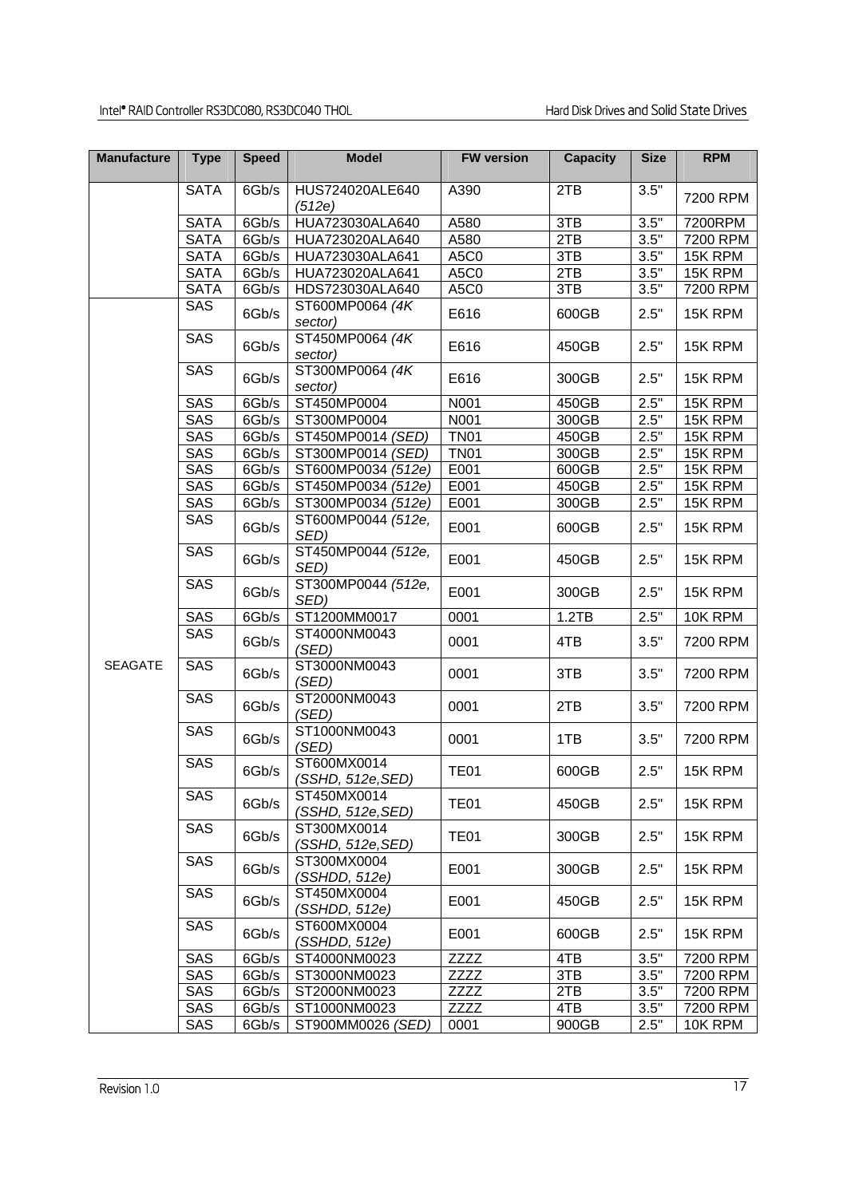| Manufacture | Type | Speed | Model | FW version | Capacity | Size | RPM |
|---|---|---|---|---|---|---|---|
| | SATA | 6Gb/s | HUS724020ALE640 *(512e)* | A390 | 2TB | 3.5" | 7200 RPM |
| | SATA | 6Gb/s | HUA723030ALA640 | A580 | 3TB | 3.5" | 7200RPM |
| | SATA | 6Gb/s | HUA723020ALA640 | A580 | 2TB | 3.5" | 7200 RPM |
| | SATA | 6Gb/s | HUA723030ALA641 | A5C0 | 3TB | 3.5" | 15K RPM |
| | SATA | 6Gb/s | HUA723020ALA641 | A5C0 | 2TB | 3.5" | 15K RPM |
| | SATA | 6Gb/s | HDS723030ALA640 | A5C0 | 3TB | 3.5" | 7200 RPM |
| SEAGATE | SAS | 6Gb/s | ST600MP0064 *(4K sector)* | E616 | 600GB | 2.5" | 15K RPM |
| | SAS | 6Gb/s | ST450MP0064 *(4K sector)* | E616 | 450GB | 2.5" | 15K RPM |
| | SAS | 6Gb/s | ST300MP0064 *(4K sector)* | E616 | 300GB | 2.5" | 15K RPM |
| | SAS | 6Gb/s | ST450MP0004 | N001 | 450GB | 2.5" | 15K RPM |
| | SAS | 6Gb/s | ST300MP0004 | N001 | 300GB | 2.5" | 15K RPM |
| | SAS | 6Gb/s | ST450MP0014 *(SED)* | TN01 | 450GB | 2.5" | 15K RPM |
| | SAS | 6Gb/s | ST300MP0014 *(SED)* | TN01 | 300GB | 2.5" | 15K RPM |
| | SAS | 6Gb/s | ST600MP0034 *(512e)* | E001 | 600GB | 2.5" | 15K RPM |
| | SAS | 6Gb/s | ST450MP0034 *(512e)* | E001 | 450GB | 2.5" | 15K RPM |
| | SAS | 6Gb/s | ST300MP0034 *(512e)* | E001 | 300GB | 2.5" | 15K RPM |
| | SAS | 6Gb/s | ST600MP0044 *(512e, SED)* | E001 | 600GB | 2.5" | 15K RPM |
| | SAS | 6Gb/s | ST450MP0044 *(512e, SED)* | E001 | 450GB | 2.5" | 15K RPM |
| | SAS | 6Gb/s | ST300MP0044 *(512e, SED)* | E001 | 300GB | 2.5" | 15K RPM |
| | SAS | 6Gb/s | ST1200MM0017 | 0001 | 1.2TB | 2.5" | 10K RPM |
| | SAS | 6Gb/s | ST4000NM0043 *(SED)* | 0001 | 4TB | 3.5" | 7200 RPM |
| | SAS | 6Gb/s | ST3000NM0043 *(SED)* | 0001 | 3TB | 3.5" | 7200 RPM |
| | SAS | 6Gb/s | ST2000NM0043 *(SED)* | 0001 | 2TB | 3.5" | 7200 RPM |
| | SAS | 6Gb/s | ST1000NM0043 *(SED)* | 0001 | 1TB | 3.5" | 7200 RPM |
| | SAS | 6Gb/s | ST600MX0014 *(SSHD, 512e,SED)* | TE01 | 600GB | 2.5" | 15K RPM |
| | SAS | 6Gb/s | ST450MX0014 *(SSHD, 512e,SED)* | TE01 | 450GB | 2.5" | 15K RPM |
| | SAS | 6Gb/s | ST300MX0014 *(SSHD, 512e,SED)* | TE01 | 300GB | 2.5" | 15K RPM |
| | SAS | 6Gb/s | ST300MX0004 *(SSHDD, 512e)* | E001 | 300GB | 2.5" | 15K RPM |
| | SAS | 6Gb/s | ST450MX0004 *(SSHDD, 512e)* | E001 | 450GB | 2.5" | 15K RPM |
| | SAS | 6Gb/s | ST600MX0004 *(SSHDD, 512e)* | E001 | 600GB | 2.5" | 15K RPM |
| | SAS | 6Gb/s | ST4000NM0023 | ZZZZ | 4TB | 3.5" | 7200 RPM |
| | SAS | 6Gb/s | ST3000NM0023 | ZZZZ | 3TB | 3.5" | 7200 RPM |
| | SAS | 6Gb/s | ST2000NM0023 | ZZZZ | 2TB | 3.5" | 7200 RPM |
| | SAS | 6Gb/s | ST1000NM0023 | ZZZZ | 4TB | 3.5" | 7200 RPM |
| | SAS | 6Gb/s | ST900MM0026 *(SED)* | 0001 | 900GB | 2.5" | 10K RPM |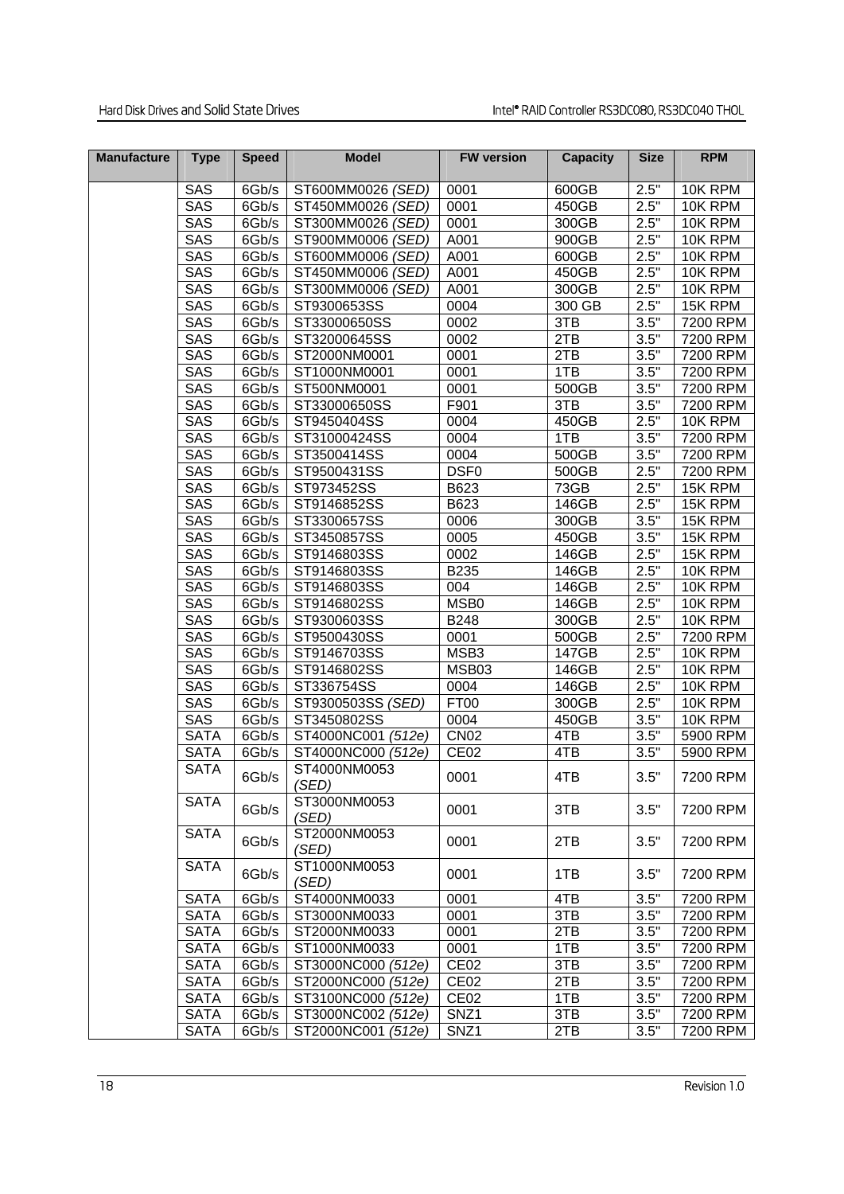| Manufacture | Type | Speed | Model | FW version | Capacity | Size | RPM |
|---|---|---|---|---|---|---|---|
| | SAS | 6Gb/s | ST600MM0026 *(SED)* | 0001 | 600GB | 2.5" | 10K RPM |
| | SAS | 6Gb/s | ST450MM0026 *(SED)* | 0001 | 450GB | 2.5" | 10K RPM |
| | SAS | 6Gb/s | ST300MM0026 *(SED)* | 0001 | 300GB | 2.5" | 10K RPM |
| | SAS | 6Gb/s | ST900MM0006 *(SED)* | A001 | 900GB | 2.5" | 10K RPM |
| | SAS | 6Gb/s | ST600MM0006 *(SED)* | A001 | 600GB | 2.5" | 10K RPM |
| | SAS | 6Gb/s | ST450MM0006 *(SED)* | A001 | 450GB | 2.5" | 10K RPM |
| | SAS | 6Gb/s | ST300MM0006 *(SED)* | A001 | 300GB | 2.5" | 10K RPM |
| | SAS | 6Gb/s | ST9300653SS | 0004 | 300 GB | 2.5" | 15K RPM |
| | SAS | 6Gb/s | ST33000650SS | 0002 | 3TB | 3.5" | 7200 RPM |
| | SAS | 6Gb/s | ST32000645SS | 0002 | 2TB | 3.5" | 7200 RPM |
| | SAS | 6Gb/s | ST2000NM0001 | 0001 | 2TB | 3.5" | 7200 RPM |
| | SAS | 6Gb/s | ST1000NM0001 | 0001 | 1TB | 3.5" | 7200 RPM |
| | SAS | 6Gb/s | ST500NM0001 | 0001 | 500GB | 3.5" | 7200 RPM |
| | SAS | 6Gb/s | ST33000650SS | F901 | 3TB | 3.5" | 7200 RPM |
| | SAS | 6Gb/s | ST9450404SS | 0004 | 450GB | 2.5" | 10K RPM |
| | SAS | 6Gb/s | ST31000424SS | 0004 | 1TB | 3.5" | 7200 RPM |
| | SAS | 6Gb/s | ST3500414SS | 0004 | 500GB | 3.5" | 7200 RPM |
| | SAS | 6Gb/s | ST9500431SS | DSF0 | 500GB | 2.5" | 7200 RPM |
| | SAS | 6Gb/s | ST973452SS | B623 | 73GB | 2.5" | 15K RPM |
| | SAS | 6Gb/s | ST9146852SS | B623 | 146GB | 2.5" | 15K RPM |
| | SAS | 6Gb/s | ST3300657SS | 0006 | 300GB | 3.5" | 15K RPM |
| | SAS | 6Gb/s | ST3450857SS | 0005 | 450GB | 3.5" | 15K RPM |
| | SAS | 6Gb/s | ST9146803SS | 0002 | 146GB | 2.5" | 15K RPM |
| | SAS | 6Gb/s | ST9146803SS | B235 | 146GB | 2.5" | 10K RPM |
| | SAS | 6Gb/s | ST9146803SS | 004 | 146GB | 2.5" | 10K RPM |
| | SAS | 6Gb/s | ST9146802SS | MSB0 | 146GB | 2.5" | 10K RPM |
| | SAS | 6Gb/s | ST9300603SS | B248 | 300GB | 2.5" | 10K RPM |
| | SAS | 6Gb/s | ST9500430SS | 0001 | 500GB | 2.5" | 7200 RPM |
| | SAS | 6Gb/s | ST9146703SS | MSB3 | 147GB | 2.5" | 10K RPM |
| | SAS | 6Gb/s | ST9146802SS | MSB03 | 146GB | 2.5" | 10K RPM |
| | SAS | 6Gb/s | ST336754SS | 0004 | 146GB | 2.5" | 10K RPM |
| | SAS | 6Gb/s | ST9300503SS *(SED)* | FT00 | 300GB | 2.5" | 10K RPM |
| | SAS | 6Gb/s | ST3450802SS | 0004 | 450GB | 3.5" | 10K RPM |
| | SATA | 6Gb/s | ST4000NC001 *(512e)* | CN02 | 4TB | 3.5" | 5900 RPM |
| | SATA | 6Gb/s | ST4000NC000 *(512e)* | CE02 | 4TB | 3.5" | 5900 RPM |
| | SATA | 6Gb/s | ST4000NM0053 *(SED)* | 0001 | 4TB | 3.5" | 7200 RPM |
| | SATA | 6Gb/s | ST3000NM0053 *(SED)* | 0001 | 3TB | 3.5" | 7200 RPM |
| | SATA | 6Gb/s | ST2000NM0053 *(SED)* | 0001 | 2TB | 3.5" | 7200 RPM |
| | SATA | 6Gb/s | ST1000NM0053 *(SED)* | 0001 | 1TB | 3.5" | 7200 RPM |
| | SATA | 6Gb/s | ST4000NM0033 | 0001 | 4TB | 3.5" | 7200 RPM |
| | SATA | 6Gb/s | ST3000NM0033 | 0001 | 3TB | 3.5" | 7200 RPM |
| | SATA | 6Gb/s | ST2000NM0033 | 0001 | 2TB | 3.5" | 7200 RPM |
| | SATA | 6Gb/s | ST1000NM0033 | 0001 | 1TB | 3.5" | 7200 RPM |
| | SATA | 6Gb/s | ST3000NC000 *(512e)* | CE02 | 3TB | 3.5" | 7200 RPM |
| | SATA | 6Gb/s | ST2000NC000 *(512e)* | CE02 | 2TB | 3.5" | 7200 RPM |
| | SATA | 6Gb/s | ST3100NC000 *(512e)* | CE02 | 1TB | 3.5" | 7200 RPM |
| | SATA | 6Gb/s | ST3000NC002 *(512e)* | SNZ1 | 3TB | 3.5" | 7200 RPM |
| | SATA | 6Gb/s | ST2000NC001 *(512e)* | SNZ1 | 2TB | 3.5" | 7200 RPM |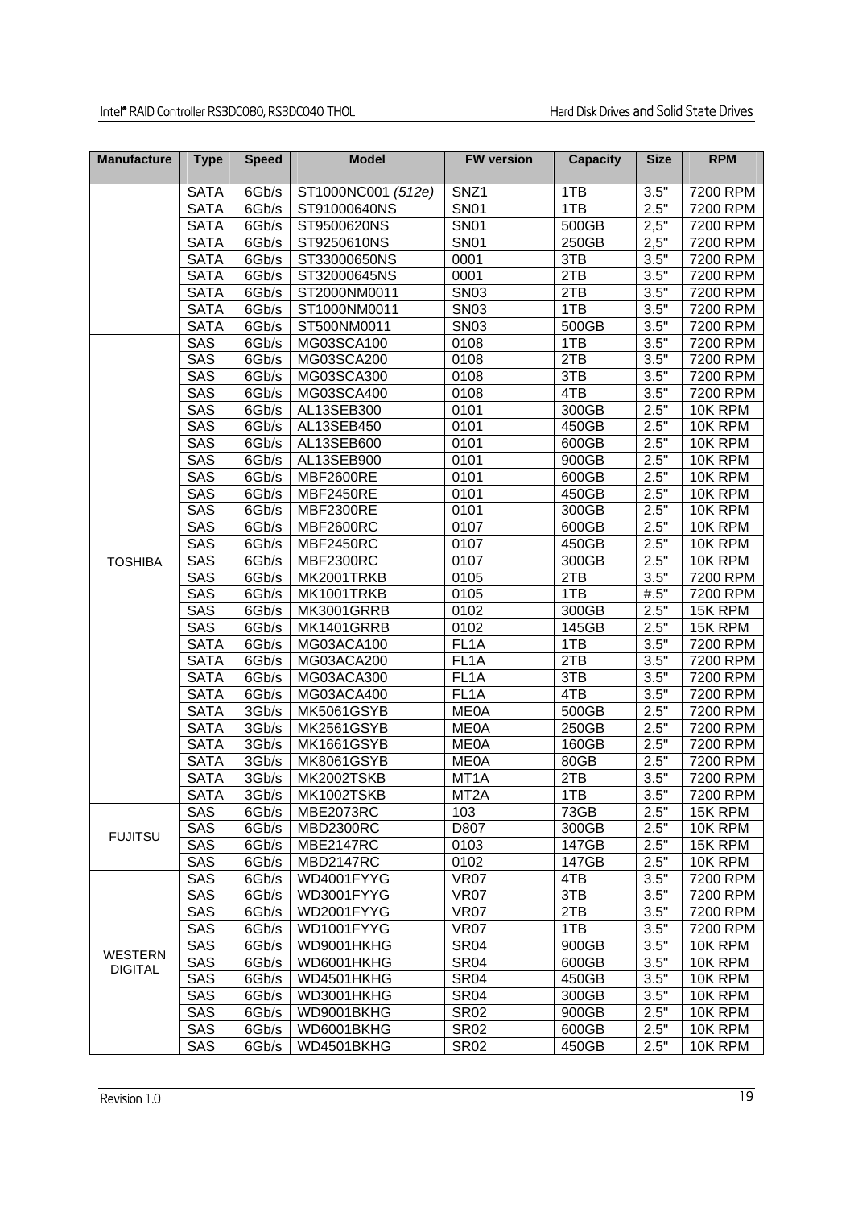| Manufacture | Type | Speed | Model | FW version | Capacity | Size | RPM |
|---|---|---|---|---|---|---|---|
| | SATA | 6Gb/s | ST1000NC001 *(512e)* | SNZ1 | 1TB | 3.5" | 7200 RPM |
| | SATA | 6Gb/s | ST91000640NS | SN01 | 1TB | 2.5" | 7200 RPM |
| | SATA | 6Gb/s | ST9500620NS | SN01 | 500GB | 2,5" | 7200 RPM |
| | SATA | 6Gb/s | ST9250610NS | SN01 | 250GB | 2,5" | 7200 RPM |
| | SATA | 6Gb/s | ST33000650NS | 0001 | 3TB | 3.5" | 7200 RPM |
| | SATA | 6Gb/s | ST32000645NS | 0001 | 2TB | 3.5" | 7200 RPM |
| | SATA | 6Gb/s | ST2000NM0011 | SN03 | 2TB | 3.5" | 7200 RPM |
| | SATA | 6Gb/s | ST1000NM0011 | SN03 | 1TB | 3.5" | 7200 RPM |
| | SATA | 6Gb/s | ST500NM0011 | SN03 | 500GB | 3.5" | 7200 RPM |
| TOSHIBA | SAS | 6Gb/s | MG03SCA100 | 0108 | 1TB | 3.5" | 7200 RPM |
| | SAS | 6Gb/s | MG03SCA200 | 0108 | 2TB | 3.5" | 7200 RPM |
| | SAS | 6Gb/s | MG03SCA300 | 0108 | 3TB | 3.5" | 7200 RPM |
| | SAS | 6Gb/s | MG03SCA400 | 0108 | 4TB | 3.5" | 7200 RPM |
| | SAS | 6Gb/s | AL13SEB300 | 0101 | 300GB | 2.5" | 10K RPM |
| | SAS | 6Gb/s | AL13SEB450 | 0101 | 450GB | 2.5" | 10K RPM |
| | SAS | 6Gb/s | AL13SEB600 | 0101 | 600GB | 2.5" | 10K RPM |
| | SAS | 6Gb/s | AL13SEB900 | 0101 | 900GB | 2.5" | 10K RPM |
| | SAS | 6Gb/s | MBF2600RE | 0101 | 600GB | 2.5" | 10K RPM |
| | SAS | 6Gb/s | MBF2450RE | 0101 | 450GB | 2.5" | 10K RPM |
| | SAS | 6Gb/s | MBF2300RE | 0101 | 300GB | 2.5" | 10K RPM |
| | SAS | 6Gb/s | MBF2600RC | 0107 | 600GB | 2.5" | 10K RPM |
| | SAS | 6Gb/s | MBF2450RC | 0107 | 450GB | 2.5" | 10K RPM |
| | SAS | 6Gb/s | MBF2300RC | 0107 | 300GB | 2.5" | 10K RPM |
| | SAS | 6Gb/s | MK2001TRKB | 0105 | 2TB | 3.5" | 7200 RPM |
| | SAS | 6Gb/s | MK1001TRKB | 0105 | 1TB | #.5" | 7200 RPM |
| | SAS | 6Gb/s | MK3001GRRB | 0102 | 300GB | 2.5" | 15K RPM |
| | SAS | 6Gb/s | MK1401GRRB | 0102 | 145GB | 2.5" | 15K RPM |
| | SATA | 6Gb/s | MG03ACA100 | FL1A | 1TB | 3.5" | 7200 RPM |
| | SATA | 6Gb/s | MG03ACA200 | FL1A | 2TB | 3.5" | 7200 RPM |
| | SATA | 6Gb/s | MG03ACA300 | FL1A | 3TB | 3.5" | 7200 RPM |
| | SATA | 6Gb/s | MG03ACA400 | FL1A | 4TB | 3.5" | 7200 RPM |
| | SATA | 3Gb/s | MK5061GSYB | ME0A | 500GB | 2.5" | 7200 RPM |
| | SATA | 3Gb/s | MK2561GSYB | ME0A | 250GB | 2.5" | 7200 RPM |
| | SATA | 3Gb/s | MK1661GSYB | ME0A | 160GB | 2.5" | 7200 RPM |
| | SATA | 3Gb/s | MK8061GSYB | ME0A | 80GB | 2.5" | 7200 RPM |
| | SATA | 3Gb/s | MK2002TSKB | MT1A | 2TB | 3.5" | 7200 RPM |
| | SATA | 3Gb/s | MK1002TSKB | MT2A | 1TB | 3.5" | 7200 RPM |
| FUJITSU | SAS | 6Gb/s | MBE2073RC | 103 | 73GB | 2.5" | 15K RPM |
| | SAS | 6Gb/s | MBD2300RC | D807 | 300GB | 2.5" | 10K RPM |
| | SAS | 6Gb/s | MBE2147RC | 0103 | 147GB | 2.5" | 15K RPM |
| | SAS | 6Gb/s | MBD2147RC | 0102 | 147GB | 2.5" | 10K RPM |
| WESTERN DIGITAL | SAS | 6Gb/s | WD4001FYYG | VR07 | 4TB | 3.5" | 7200 RPM |
| | SAS | 6Gb/s | WD3001FYYG | VR07 | 3TB | 3.5" | 7200 RPM |
| | SAS | 6Gb/s | WD2001FYYG | VR07 | 2TB | 3.5" | 7200 RPM |
| | SAS | 6Gb/s | WD1001FYYG | VR07 | 1TB | 3.5" | 7200 RPM |
| | SAS | 6Gb/s | WD9001HKHG | SR04 | 900GB | 3.5" | 10K RPM |
| | SAS | 6Gb/s | WD6001HKHG | SR04 | 600GB | 3.5" | 10K RPM |
| | SAS | 6Gb/s | WD4501HKHG | SR04 | 450GB | 3.5" | 10K RPM |
| | SAS | 6Gb/s | WD3001HKHG | SR04 | 300GB | 3.5" | 10K RPM |
| | SAS | 6Gb/s | WD9001BKHG | SR02 | 900GB | 2.5" | 10K RPM |
| | SAS | 6Gb/s | WD6001BKHG | SR02 | 600GB | 2.5" | 10K RPM |
| | SAS | 6Gb/s | WD4501BKHG | SR02 | 450GB | 2.5" | 10K RPM |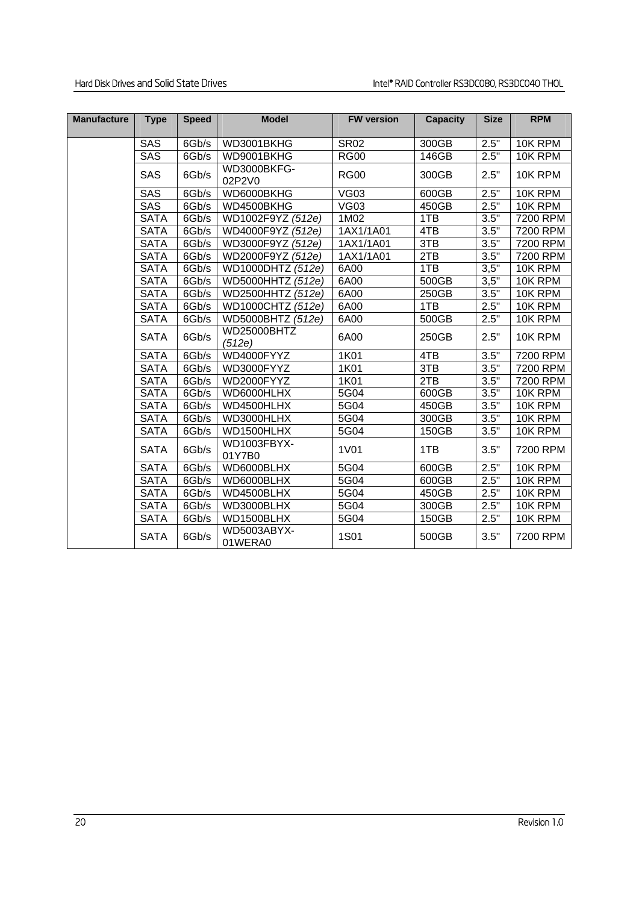| Manufacture | Type | Speed | Model | FW version | Capacity | Size | RPM |
|---|---|---|---|---|---|---|---|
| | SAS | 6Gb/s | WD3001BKHG | SR02 | 300GB | 2.5" | 10K RPM |
| | SAS | 6Gb/s | WD9001BKHG | RG00 | 146GB | 2.5" | 10K RPM |
| | SAS | 6Gb/s | WD3000BKFG-02P2V0 | RG00 | 300GB | 2.5" | 10K RPM |
| | SAS | 6Gb/s | WD6000BKHG | VG03 | 600GB | 2.5" | 10K RPM |
| | SAS | 6Gb/s | WD4500BKHG | VG03 | 450GB | 2.5" | 10K RPM |
| | SATA | 6Gb/s | WD1002F9YZ *(512e)* | 1M02 | 1TB | 3.5" | 7200 RPM |
| | SATA | 6Gb/s | WD4000F9YZ *(512e)* | 1AX1/1A01 | 4TB | 3.5" | 7200 RPM |
| | SATA | 6Gb/s | WD3000F9YZ *(512e)* | 1AX1/1A01 | 3TB | 3.5" | 7200 RPM |
| | SATA | 6Gb/s | WD2000F9YZ *(512e)* | 1AX1/1A01 | 2TB | 3.5" | 7200 RPM |
| | SATA | 6Gb/s | WD1000DHTZ *(512e)* | 6A00 | 1TB | 3,5" | 10K RPM |
| | SATA | 6Gb/s | WD5000HHTZ *(512e)* | 6A00 | 500GB | 3,5" | 10K RPM |
| | SATA | 6Gb/s | WD2500HHTZ *(512e)* | 6A00 | 250GB | 3.5" | 10K RPM |
| | SATA | 6Gb/s | WD1000CHTZ *(512e)* | 6A00 | 1TB | 2.5" | 10K RPM |
| | SATA | 6Gb/s | WD5000BHTZ *(512e)* | 6A00 | 500GB | 2.5" | 10K RPM |
| | SATA | 6Gb/s | WD25000BHTZ *(512e)* | 6A00 | 250GB | 2.5" | 10K RPM |
| | SATA | 6Gb/s | WD4000FYYZ | 1K01 | 4TB | 3.5" | 7200 RPM |
| | SATA | 6Gb/s | WD3000FYYZ | 1K01 | 3TB | 3.5" | 7200 RPM |
| | SATA | 6Gb/s | WD2000FYYZ | 1K01 | 2TB | 3.5" | 7200 RPM |
| | SATA | 6Gb/s | WD6000HLHX | 5G04 | 600GB | 3.5" | 10K RPM |
| | SATA | 6Gb/s | WD4500HLHX | 5G04 | 450GB | 3.5" | 10K RPM |
| | SATA | 6Gb/s | WD3000HLHX | 5G04 | 300GB | 3.5" | 10K RPM |
| | SATA | 6Gb/s | WD1500HLHX | 5G04 | 150GB | 3.5" | 10K RPM |
| | SATA | 6Gb/s | WD1003FBYX-01Y7B0 | 1V01 | 1TB | 3.5" | 7200 RPM |
| | SATA | 6Gb/s | WD6000BLHX | 5G04 | 600GB | 2.5" | 10K RPM |
| | SATA | 6Gb/s | WD6000BLHX | 5G04 | 600GB | 2.5" | 10K RPM |
| | SATA | 6Gb/s | WD4500BLHX | 5G04 | 450GB | 2.5" | 10K RPM |
| | SATA | 6Gb/s | WD3000BLHX | 5G04 | 300GB | 2.5" | 10K RPM |
| | SATA | 6Gb/s | WD1500BLHX | 5G04 | 150GB | 2.5" | 10K RPM |
| | SATA | 6Gb/s | WD5003ABYX-01WERA0 | 1S01 | 500GB | 3.5" | 7200 RPM |